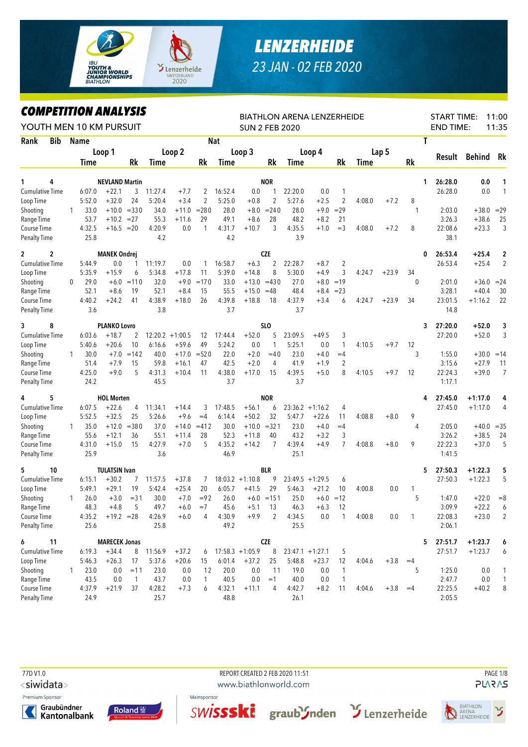# LENZERHEIDE

## 23 JAN - 02 FEB 2020

## COMPETITION ANALYSIS

YOUTH MEN 10 KM PURSUIT

BIATHLON ARENA LENZERHEIDE

SUN 2 FEB 2020

START TIME: 11:00

END TIME: 11:35

| Rank | Bib | Name | | Loop 1 Time | | Rk | Loop 2 Time | | Rk | Nat Loop 3 Time | | Rk | Loop 4 Time | | Rk | Lap 5 Time | | Rk | T | Result | Behind | Rk |
|---|---|---|---|---|---|---|---|---|---|---|---|---|---|---|---|---|---|---|---|---|---|---|
| 1 | 4 | NEVLAND Martin | | | | | | | | NOR | | | | | | | | | 1 | 26:28.0 | 0.0 | 1 |
| | | Cumulative Time | | 6:07.0 | +22.1 | 3 | 11:27.4 | +7.7 | 2 | 16:52.4 | 0.0 | 1 | 22:20.0 | 0.0 | 1 | | | | | 26:28.0 | 0.0 | 1 |
| | | Loop Time | | 5:52.0 | +32.0 | 24 | 5:20.4 | +3.4 | 2 | 5:25.0 | +0.8 | 2 | 5:27.6 | +2.5 | 2 | 4:08.0 | +7.2 | 8 | | | | |
| | | Shooting | 1 | 33.0 | +10.0 | =33 | 0 34.0 | +11.0 | =28 | 0 28.0 | +8.0 | =24 | 0 28.0 | +9.0 | =29 | | | | 1 | 2:03.0 | +38.0 | =29 |
| | | Range Time | | 53.7 | +10.2 | =27 | 55.3 | +11.6 | 29 | 49.1 | +8.6 | 28 | 48.2 | +8.2 | 21 | | | | | 3:26.3 | +38.6 | 25 |
| | | Course Time | | 4:32.5 | +16.5 | =20 | 4:20.9 | 0.0 | 1 | 4:31.7 | +10.7 | 3 | 4:35.5 | +1.0 | =3 | 4:08.0 | +7.2 | 8 | | 22:08.6 | +23.3 | 3 |
| | | Penalty Time | | 25.8 | | | 4.2 | | | 4.2 | | | 3.9 | | | | | | | 38.1 | | |
| 2 | 2 | MANEK Ondrej | | | | | | | | CZE | | | | | | | | | 0 | 26:53.4 | +25.4 | 2 |
| | | Cumulative Time | | 5:44.9 | 0.0 | 1 | 11:19.7 | 0.0 | 1 | 16:58.7 | +6.3 | 2 | 22:28.7 | +8.7 | 2 | | | | | 26:53.4 | +25.4 | 2 |
| | | Loop Time | | 5:35.9 | +15.9 | 6 | 5:34.8 | +17.8 | 11 | 5:39.0 | +14.8 | 8 | 5:30.0 | +4.9 | 3 | 4:24.7 | +23.9 | 34 | | | | |
| | | Shooting | 0 | 29.0 | +6.0 | =11 | 0 32.0 | +9.0 | =17 | 0 33.0 | +13.0 | =43 | 0 27.0 | +8.0 | =19 | | | | 0 | 2:01.0 | +36.0 | =24 |
| | | Range Time | | 52.1 | +8.6 | 19 | 52.1 | +8.4 | 15 | 55.5 | +15.0 | =48 | 48.4 | +8.4 | =23 | | | | | 3:28.1 | +40.4 | 30 |
| | | Course Time | | 4:40.2 | +24.2 | 41 | 4:38.9 | +18.0 | 26 | 4:39.8 | +18.8 | 18 | 4:37.9 | +3.4 | 6 | 4:24.7 | +23.9 | 34 | | 23:01.5 | +1:16.2 | 22 |
| | | Penalty Time | | 3.6 | | | 3.8 | | | 3.7 | | | 3.7 | | | | | | | 14.8 | | |
| 3 | 8 | PLANKO Lovro | | | | | | | | SLO | | | | | | | | | 3 | 27:20.0 | +52.0 | 3 |
| | | Cumulative Time | | 6:03.6 | +18.7 | 2 | 12:20.2 | +1:00.5 | 12 | 17:44.4 | +52.0 | 5 | 23:09.5 | +49.5 | 3 | | | | | 27:20.0 | +52.0 | 3 |
| | | Loop Time | | 5:40.6 | +20.6 | 10 | 6:16.6 | +59.6 | 49 | 5:24.2 | 0.0 | 1 | 5:25.1 | 0.0 | 1 | 4:10.5 | +9.7 | 12 | | | | |
| | | Shooting | 1 | 30.0 | +7.0 | =14 | 2 40.0 | +17.0 | =52 | 0 22.0 | +2.0 | =4 | 0 23.0 | +4.0 | =4 | | | | 3 | 1:55.0 | +30.0 | =14 |
| | | Range Time | | 51.4 | +7.9 | 15 | 59.8 | +16.1 | 47 | 42.5 | +2.0 | 4 | 41.9 | +1.9 | 2 | | | | | 3:15.6 | +27.9 | 11 |
| | | Course Time | | 4:25.0 | +9.0 | 5 | 4:31.3 | +10.4 | 11 | 4:38.0 | +17.0 | 15 | 4:39.5 | +5.0 | 8 | 4:10.5 | +9.7 | 12 | | 22:24.3 | +39.0 | 7 |
| | | Penalty Time | | 24.2 | | | 45.5 | | | 3.7 | | | 3.7 | | | | | | | 1:17.1 | | |
| 4 | 5 | HOL Morten | | | | | | | | NOR | | | | | | | | | 4 | 27:45.0 | +1:17.0 | 4 |
| | | Cumulative Time | | 6:07.5 | +22.6 | 4 | 11:34.1 | +14.4 | 3 | 17:48.5 | +56.1 | 6 | 23:36.2 | +1:16.2 | 4 | | | | | 27:45.0 | +1:17.0 | 4 |
| | | Loop Time | | 5:52.5 | +32.5 | 25 | 5:26.6 | +9.6 | =4 | 6:14.4 | +50.2 | 32 | 5:47.7 | +22.6 | 11 | 4:08.8 | +8.0 | 9 | | | | |
| | | Shooting | 1 | 35.0 | +12.0 | =38 | 0 37.0 | +14.0 | =41 | 2 30.0 | +10.0 | =32 | 1 23.0 | +4.0 | =4 | | | | 4 | 2:05.0 | +40.0 | =35 |
| | | Range Time | | 55.6 | +12.1 | 36 | 55.1 | +11.4 | 28 | 52.3 | +11.8 | 40 | 43.2 | +3.2 | 3 | | | | | 3:26.2 | +38.5 | 24 |
| | | Course Time | | 4:31.0 | +15.0 | 15 | 4:27.9 | +7.0 | 5 | 4:35.2 | +14.2 | 7 | 4:39.4 | +4.9 | 7 | 4:08.8 | +8.0 | 9 | | 22:22.3 | +37.0 | 5 |
| | | Penalty Time | | 25.9 | | | 3.6 | | | 46.9 | | | 25.1 | | | | | | | 1:41.5 | | |
| 5 | 10 | TULATSIN Ivan | | | | | | | | BLR | | | | | | | | | 5 | 27:50.3 | +1:22.3 | 5 |
| | | Cumulative Time | | 6:15.1 | +30.2 | 7 | 11:57.5 | +37.8 | 7 | 18:03.2 | +1:10.8 | 9 | 23:49.5 | +1:29.5 | 6 | | | | | 27:50.3 | +1:22.3 | 5 |
| | | Loop Time | | 5:49.1 | +29.1 | 19 | 5:42.4 | +25.4 | 20 | 6:05.7 | +41.5 | 29 | 5:46.3 | +21.2 | 10 | 4:00.8 | 0.0 | 1 | | | | |
| | | Shooting | 1 | 26.0 | +3.0 | =3 | 1 30.0 | +7.0 | =9 | 2 26.0 | +6.0 | =15 | 1 25.0 | +6.0 | =12 | | | | 5 | 1:47.0 | +22.0 | =8 |
| | | Range Time | | 48.3 | +4.8 | 5 | 49.7 | +6.0 | =7 | 45.6 | +5.1 | 13 | 46.3 | +6.3 | 12 | | | | | 3:09.9 | +22.2 | 6 |
| | | Course Time | | 4:35.2 | +19.2 | =28 | 4:26.9 | +6.0 | 4 | 4:30.9 | +9.9 | 2 | 4:34.5 | 0.0 | 1 | 4:00.8 | 0.0 | 1 | | 22:08.3 | +23.0 | 2 |
| | | Penalty Time | | 25.6 | | | 25.8 | | | 49.2 | | | 25.5 | | | | | | | 2:06.1 | | |
| 6 | 11 | MARECEK Jonas | | | | | | | | CZE | | | | | | | | | 5 | 27:51.7 | +1:23.7 | 6 |
| | | Cumulative Time | | 6:19.3 | +34.4 | 8 | 11:56.9 | +37.2 | 6 | 17:58.3 | +1:05.9 | 8 | 23:47.1 | +1:27.1 | 5 | | | | | 27:51.7 | +1:23.7 | 6 |
| | | Loop Time | | 5:46.3 | +26.3 | 17 | 5:37.6 | +20.6 | 15 | 6:01.4 | +37.2 | 25 | 5:48.8 | +23.7 | 12 | 4:04.6 | +3.8 | =4 | | | | |
| | | Shooting | 1 | 23.0 | 0.0 | =1 | 1 23.0 | 0.0 | 1 | 2 20.0 | 0.0 | 1 | 1 19.0 | 0.0 | 1 | | | | 5 | 1:25.0 | 0.0 | 1 |
| | | Range Time | | 43.5 | 0.0 | 1 | 43.7 | 0.0 | 1 | 40.5 | 0.0 | =1 | 40.0 | 0.0 | 1 | | | | | 2:47.7 | 0.0 | 1 |
| | | Course Time | | 4:37.9 | +21.9 | 37 | 4:28.2 | +7.3 | 6 | 4:32.1 | +11.1 | 4 | 4:42.7 | +8.2 | 11 | 4:04.6 | +3.8 | =4 | | 22:25.5 | +40.2 | 8 |
| | | Penalty Time | | 24.9 | | | 25.7 | | | 48.8 | | | 26.1 | | | | | | | 2:05.5 | | |

77D V1.0

REPORT CREATED 2 FEB 2020 11:51

www.biathlonworld.com

Premium Sponsor: Graubündner Kantonalbank, Roland

Mainsponsor: swissski, graubünden, Lenzerheide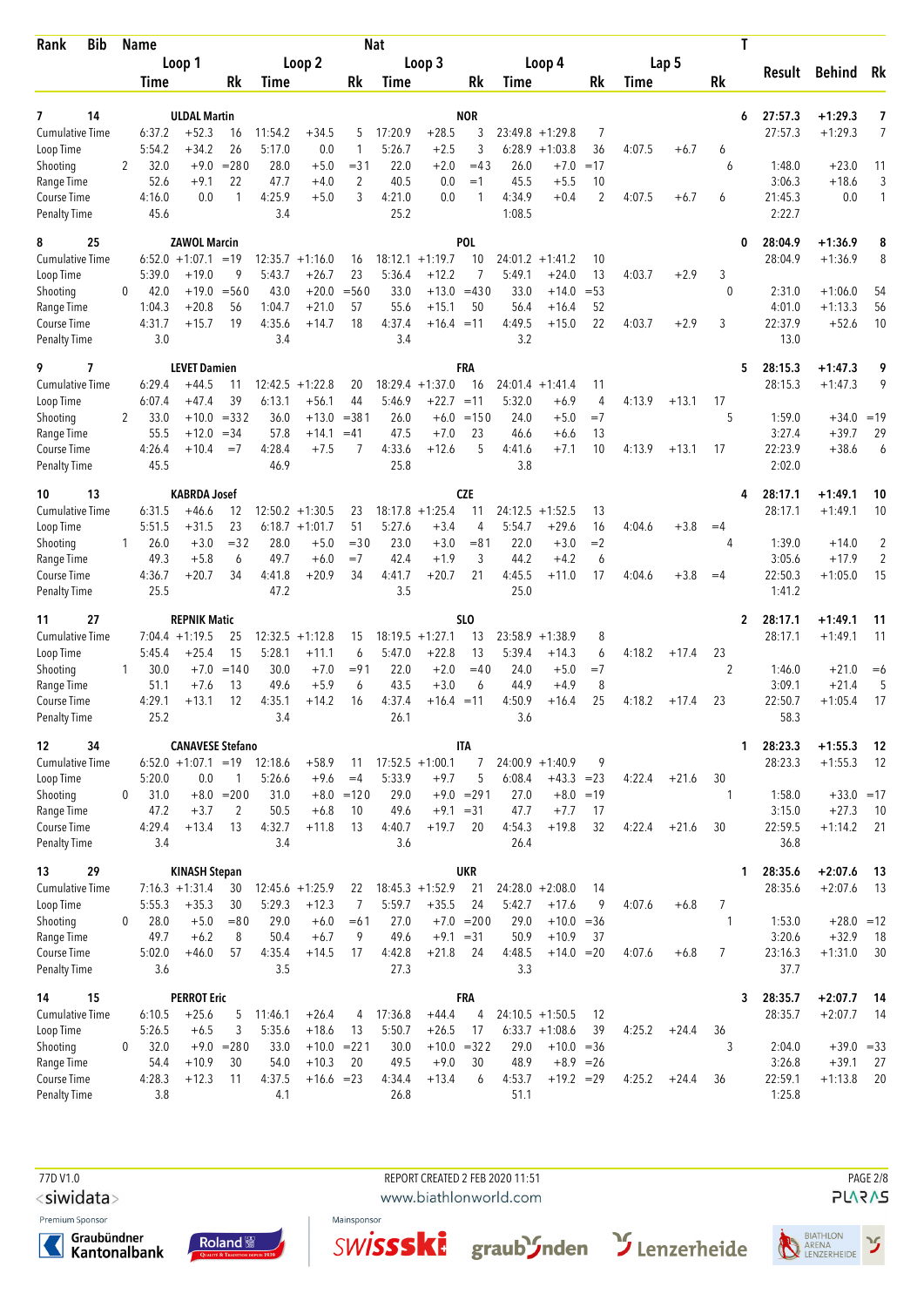| Rank | Bib | Name | | | | | Nat | | | | | | | | | T | | | |
|---|---|---|---|---|---|---|---|---|---|---|---|---|---|---|---|---|---|---|---|
| | | | Loop 1 | | | Loop 2 | | | Loop 3 | | | Loop 4 | | | Lap 5 | | | Result | Behind | Rk |
| | | | Time | | Rk | Time | | Rk | Time | | Rk | Time | | Rk | Time | | Rk | | | |
| 7 | 14 | ULDAL Martin | | | | | | | NOR | | | | | | | | 6 | 27:57.3 | +1:29.3 | 7 |
| Cumulative Time | | | 6:37.2 | +52.3 | 16 | 11:54.2 | +34.5 | 5 | 17:20.9 | +28.5 | 3 | 23:49.8 | +1:29.8 | 7 | | | | 27:57.3 | +1:29.3 | 7 |
| Loop Time | | | 5:54.2 | +34.2 | 26 | 5:17.0 | 0.0 | 1 | 5:26.7 | +2.5 | 3 | 6:28.9 | +1:03.8 | 36 | 4:07.5 | +6.7 | 6 | | | |
| Shooting | | 2 | 32.0 | +9.0 | =280 | 28.0 | +5.0 | =31 | 22.0 | +2.0 | =43 | 26.0 | +7.0 | =17 | | | 6 | 1:48.0 | +23.0 | 11 |
| Range Time | | | 52.6 | +9.1 | 22 | 47.7 | +4.0 | 2 | 40.5 | 0.0 | =1 | 45.5 | +5.5 | 10 | | | | 3:06.3 | +18.6 | 3 |
| Course Time | | | 4:16.0 | 0.0 | 1 | 4:25.9 | +5.0 | 3 | 4:21.0 | 0.0 | 1 | 4:34.9 | +0.4 | 2 | 4:07.5 | +6.7 | 6 | 21:45.3 | 0.0 | 1 |
| Penalty Time | | | 45.6 | | | 3.4 | | | 25.2 | | | 1:08.5 | | | | | | 2:22.7 | | |
| 8 | 25 | ZAWOL Marcin | | | | | | | POL | | | | | | | | 0 | 28:04.9 | +1:36.9 | 8 |
| Cumulative Time | | | 6:52.0 | +1:07.1 | =19 | 12:35.7 | +1:16.0 | 16 | 18:12.1 | +1:19.7 | 10 | 24:01.2 | +1:41.2 | 10 | | | | 28:04.9 | +1:36.9 | 8 |
| Loop Time | | | 5:39.0 | +19.0 | 9 | 5:43.7 | +26.7 | 23 | 5:36.4 | +12.2 | 7 | 5:49.1 | +24.0 | 13 | 4:03.7 | +2.9 | 3 | | | |
| Shooting | | 0 | 42.0 | +19.0 | =560 | 43.0 | +20.0 | =560 | 33.0 | +13.0 | =430 | 33.0 | +14.0 | =53 | | | 0 | 2:31.0 | +1:06.0 | 54 |
| Range Time | | | 1:04.3 | +20.8 | 56 | 1:04.7 | +21.0 | 57 | 55.6 | +15.1 | 50 | 56.4 | +16.4 | 52 | | | | 4:01.0 | +1:13.3 | 56 |
| Course Time | | | 4:31.7 | +15.7 | 19 | 4:35.6 | +14.7 | 18 | 4:37.4 | +16.4 | =11 | 4:49.5 | +15.0 | 22 | 4:03.7 | +2.9 | 3 | 22:37.9 | +52.6 | 10 |
| Penalty Time | | | 3.0 | | | 3.4 | | | 3.4 | | | 3.2 | | | | | | 13.0 | | |
| 9 | 7 | LEVET Damien | | | | | | | FRA | | | | | | | | 5 | 28:15.3 | +1:47.3 | 9 |
| Cumulative Time | | | 6:29.4 | +44.5 | 11 | 12:42.5 | +1:22.8 | 20 | 18:29.4 | +1:37.0 | 16 | 24:01.4 | +1:41.4 | 11 | | | | 28:15.3 | +1:47.3 | 9 |
| Loop Time | | | 6:07.4 | +47.4 | 39 | 6:13.1 | +56.1 | 44 | 5:46.9 | +22.7 | =11 | 5:32.0 | +6.9 | 4 | 4:13.9 | +13.1 | 17 | | | |
| Shooting | | 2 | 33.0 | +10.0 | =332 | 36.0 | +13.0 | =381 | 26.0 | +6.0 | =150 | 24.0 | +5.0 | =7 | | | 5 | 1:59.0 | +34.0 | =19 |
| Range Time | | | 55.5 | +12.0 | =34 | 57.8 | +14.1 | =41 | 47.5 | +7.0 | 23 | 46.6 | +6.6 | 13 | | | | 3:27.4 | +39.7 | 29 |
| Course Time | | | 4:26.4 | +10.4 | =7 | 4:28.4 | +7.5 | 7 | 4:33.6 | +12.6 | 5 | 4:41.6 | +7.1 | 10 | 4:13.9 | +13.1 | 17 | 22:23.9 | +38.6 | 6 |
| Penalty Time | | | 45.5 | | | 46.9 | | | 25.8 | | | 3.8 | | | | | | 2:02.0 | | |
| 10 | 13 | KABRDA Josef | | | | | | | CZE | | | | | | | | 4 | 28:17.1 | +1:49.1 | 10 |
| Cumulative Time | | | 6:31.5 | +46.6 | 12 | 12:50.2 | +1:30.5 | 23 | 18:17.8 | +1:25.4 | 11 | 24:12.5 | +1:52.5 | 13 | | | | 28:17.1 | +1:49.1 | 10 |
| Loop Time | | | 5:51.5 | +31.5 | 23 | 6:18.7 | +1:01.7 | 51 | 5:27.6 | +3.4 | 4 | 5:54.7 | +29.6 | 16 | 4:04.6 | +3.8 | =4 | | | |
| Shooting | | 1 | 26.0 | +3.0 | =32 | 28.0 | +5.0 | =30 | 23.0 | +3.0 | =81 | 22.0 | +3.0 | =2 | | | 4 | 1:39.0 | +14.0 | 2 |
| Range Time | | | 49.3 | +5.8 | 6 | 49.7 | +6.0 | =7 | 42.4 | +1.9 | 3 | 44.2 | +4.2 | 6 | | | | 3:05.6 | +17.9 | 2 |
| Course Time | | | 4:36.7 | +20.7 | 34 | 4:41.8 | +20.9 | 34 | 4:41.7 | +20.7 | 21 | 4:45.5 | +11.0 | 17 | 4:04.6 | +3.8 | =4 | 22:50.3 | +1:05.0 | 15 |
| Penalty Time | | | 25.5 | | | 47.2 | | | 3.5 | | | 25.0 | | | | | | 1:41.2 | | |
| 11 | 27 | REPNIK Matic | | | | | | | SLO | | | | | | | | 2 | 28:17.1 | +1:49.1 | 11 |
| Cumulative Time | | | 7:04.4 | +1:19.5 | 25 | 12:32.5 | +1:12.8 | 15 | 18:19.5 | +1:27.1 | 13 | 23:58.9 | +1:38.9 | 8 | | | | 28:17.1 | +1:49.1 | 11 |
| Loop Time | | | 5:45.4 | +25.4 | 15 | 5:28.1 | +11.1 | 6 | 5:47.0 | +22.8 | 13 | 5:39.4 | +14.3 | 6 | 4:18.2 | +17.4 | 23 | | | |
| Shooting | | 1 | 30.0 | +7.0 | =140 | 30.0 | +7.0 | =91 | 22.0 | +2.0 | =40 | 24.0 | +5.0 | =7 | | | 2 | 1:46.0 | +21.0 | =6 |
| Range Time | | | 51.1 | +7.6 | 13 | 49.6 | +5.9 | 6 | 43.5 | +3.0 | 6 | 44.9 | +4.9 | 8 | | | | 3:09.1 | +21.4 | 5 |
| Course Time | | | 4:29.1 | +13.1 | 12 | 4:35.1 | +14.2 | 16 | 4:37.4 | +16.4 | =11 | 4:50.9 | +16.4 | 25 | 4:18.2 | +17.4 | 23 | 22:50.7 | +1:05.4 | 17 |
| Penalty Time | | | 25.2 | | | 3.4 | | | 26.1 | | | 3.6 | | | | | | 58.3 | | |
| 12 | 34 | CANAVESE Stefano | | | | | | | ITA | | | | | | | | 1 | 28:23.3 | +1:55.3 | 12 |
| Cumulative Time | | | 6:52.0 | +1:07.1 | =19 | 12:18.6 | +58.9 | 11 | 17:52.5 | +1:00.1 | 7 | 24:00.9 | +1:40.9 | 9 | | | | 28:23.3 | +1:55.3 | 12 |
| Loop Time | | | 5:20.0 | 0.0 | 1 | 5:26.6 | +9.6 | =4 | 5:33.9 | +9.7 | 5 | 6:08.4 | +43.3 | =23 | 4:22.4 | +21.6 | 30 | | | |
| Shooting | | 0 | 31.0 | +8.0 | =200 | 31.0 | +8.0 | =120 | 29.0 | +9.0 | =291 | 27.0 | +8.0 | =19 | | | 1 | 1:58.0 | +33.0 | =17 |
| Range Time | | | 47.2 | +3.7 | 2 | 50.5 | +6.8 | 10 | 49.6 | +9.1 | =31 | 47.7 | +7.7 | 17 | | | | 3:15.0 | +27.3 | 10 |
| Course Time | | | 4:29.4 | +13.4 | 13 | 4:32.7 | +11.8 | 13 | 4:40.7 | +19.7 | 20 | 4:54.3 | +19.8 | 32 | 4:22.4 | +21.6 | 30 | 22:59.5 | +1:14.2 | 21 |
| Penalty Time | | | 3.4 | | | 3.4 | | | 3.6 | | | 26.4 | | | | | | 36.8 | | |
| 13 | 29 | KINASH Stepan | | | | | | | UKR | | | | | | | | 1 | 28:35.6 | +2:07.6 | 13 |
| Cumulative Time | | | 7:16.3 | +1:31.4 | 30 | 12:45.6 | +1:25.9 | 22 | 18:45.3 | +1:52.9 | 21 | 24:28.0 | +2:08.0 | 14 | | | | 28:35.6 | +2:07.6 | 13 |
| Loop Time | | | 5:55.3 | +35.3 | 30 | 5:29.3 | +12.3 | 7 | 5:59.7 | +35.5 | 24 | 5:42.7 | +17.6 | 9 | 4:07.6 | +6.8 | 7 | | | |
| Shooting | | 0 | 28.0 | +5.0 | =80 | 29.0 | +6.0 | =61 | 27.0 | +7.0 | =200 | 29.0 | +10.0 | =36 | | | 1 | 1:53.0 | +28.0 | =12 |
| Range Time | | | 49.7 | +6.2 | 8 | 50.4 | +6.7 | 9 | 49.6 | +9.1 | =31 | 50.9 | +10.9 | 37 | | | | 3:20.6 | +32.9 | 18 |
| Course Time | | | 5:02.0 | +46.0 | 57 | 4:35.4 | +14.5 | 17 | 4:42.8 | +21.8 | 24 | 4:48.5 | +14.0 | =20 | 4:07.6 | +6.8 | 7 | 23:16.3 | +1:31.0 | 30 |
| Penalty Time | | | 3.6 | | | 3.5 | | | 27.3 | | | 3.3 | | | | | | 37.7 | | |
| 14 | 15 | PERROT Eric | | | | | | | FRA | | | | | | | | 3 | 28:35.7 | +2:07.7 | 14 |
| Cumulative Time | | | 6:10.5 | +25.6 | 5 | 11:46.1 | +26.4 | 4 | 17:36.8 | +44.4 | 4 | 24:10.5 | +1:50.5 | 12 | | | | 28:35.7 | +2:07.7 | 14 |
| Loop Time | | | 5:26.5 | +6.5 | 3 | 5:35.6 | +18.6 | 13 | 5:50.7 | +26.5 | 17 | 6:33.7 | +1:08.6 | 39 | 4:25.2 | +24.4 | 36 | | | |
| Shooting | | 0 | 32.0 | +9.0 | =280 | 33.0 | +10.0 | =221 | 30.0 | +10.0 | =322 | 29.0 | +10.0 | =36 | | | 3 | 2:04.0 | +39.0 | =33 |
| Range Time | | | 54.4 | +10.9 | 30 | 54.0 | +10.3 | 20 | 49.5 | +9.0 | 30 | 48.9 | +8.9 | =26 | | | | 3:26.8 | +39.1 | 27 |
| Course Time | | | 4:28.3 | +12.3 | 11 | 4:37.5 | +16.6 | =23 | 4:34.4 | +13.4 | 6 | 4:53.7 | +19.2 | =29 | 4:25.2 | +24.4 | 36 | 22:59.1 | +1:13.8 | 20 |
| Penalty Time | | | 3.8 | | | 4.1 | | | 26.8 | | | 51.1 | | | | | | 1:25.8 | | |

77D V1.0 REPORT CREATED 2 FEB 2020 11:51 www.biathlonworld.com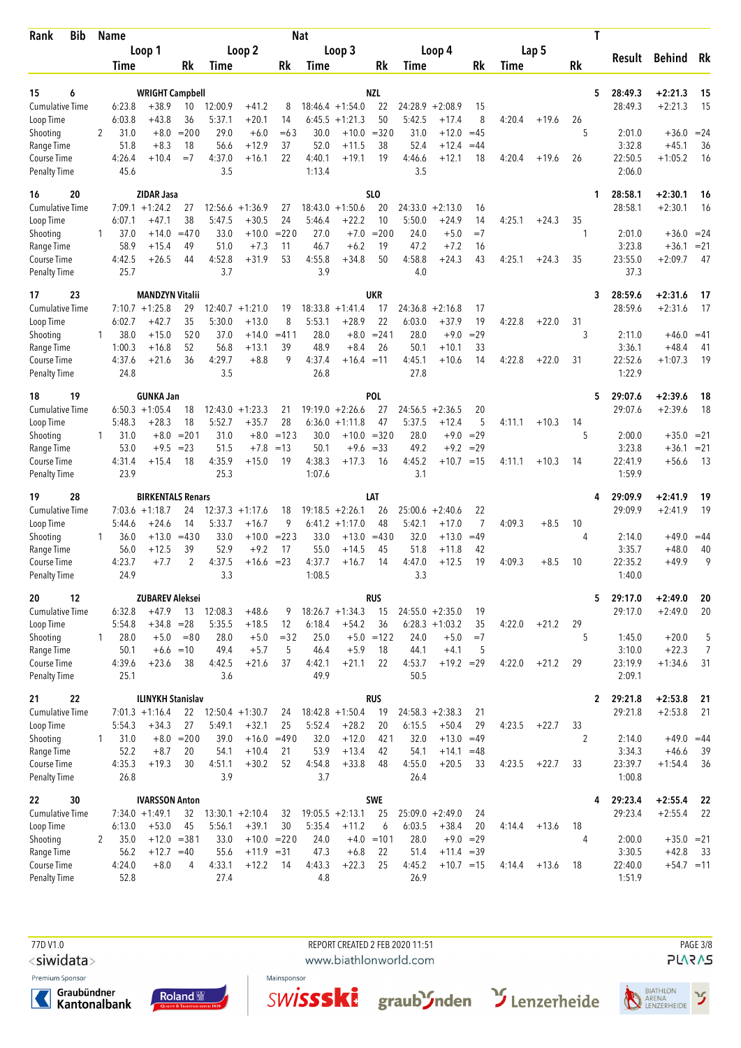| Rank | Bib | Name | | | Nat | | | | | | | | | | | T | Result | Behind | Rk |
|---|---|---|---|---|---|---|---|---|---|---|---|---|---|---|---|---|---|---|---|
| | | Loop 1 | | | Loop 2 | | | Loop 3 | | | Loop 4 | | | Lap 5 | | | | | |
| | | Time | | Rk | Time | | Rk | Time | | Rk | Time | | Rk | Time | | Rk | | | |
| **15** | **6** | **WRIGHT Campbell** | | | | | | **NZL** | | | | | | | | **5** | **28:49.3** | **+2:21.3** | **15** |
| Cumulative Time | | 6:23.8 | +38.9 | 10 | 12:00.9 | +41.2 | 8 | 18:46.4 | +1:54.0 | 22 | 24:28.9 | +2:08.9 | 15 | | | | 28:49.3 | +2:21.3 | 15 |
| Loop Time | | 6:03.8 | +43.8 | 36 | 5:37.1 | +20.1 | 14 | 6:45.5 | +1:21.3 | 50 | 5:42.5 | +17.4 | 8 | 4:20.4 | +19.6 | 26 | | | |
| Shooting | 2 | 31.0 | +8.0 | =200 | 29.0 | +6.0 | =63 | 30.0 | +10.0 | =320 | 31.0 | +12.0 | =45 | | | 5 | 2:01.0 | +36.0 | =24 |
| Range Time | | 51.8 | +8.3 | 18 | 56.6 | +12.9 | 37 | 52.0 | +11.5 | 38 | 52.4 | +12.4 | =44 | | | | 3:32.8 | +45.1 | 36 |
| Course Time | | 4:26.4 | +10.4 | =7 | 4:37.0 | +16.1 | 22 | 4:40.1 | +19.1 | 19 | 4:46.6 | +12.1 | 18 | 4:20.4 | +19.6 | 26 | 22:50.5 | +1:05.2 | 16 |
| Penalty Time | | 45.6 | | | 3.5 | | | 1:13.4 | | | 3.5 | | | | | | 2:06.0 | | |
| **16** | **20** | **ZIDAR Jasa** | | | | | | **SLO** | | | | | | | | **1** | **28:58.1** | **+2:30.1** | **16** |
| Cumulative Time | | 7:09.1 | +1:24.2 | 27 | 12:56.6 | +1:36.9 | 27 | 18:43.0 | +1:50.6 | 20 | 24:33.0 | +2:13.0 | 16 | | | | 28:58.1 | +2:30.1 | 16 |
| Loop Time | | 6:07.1 | +47.1 | 38 | 5:47.5 | +30.5 | 24 | 5:46.4 | +22.2 | 10 | 5:50.0 | +24.9 | 14 | 4:25.1 | +24.3 | 35 | | | |
| Shooting | 1 | 37.0 | +14.0 | =470 | 33.0 | +10.0 | =220 | 27.0 | +7.0 | =200 | 24.0 | +5.0 | =7 | | | 1 | 2:01.0 | +36.0 | =24 |
| Range Time | | 58.9 | +15.4 | 49 | 51.0 | +7.3 | 11 | 46.7 | +6.2 | 19 | 47.2 | +7.2 | 16 | | | | 3:23.8 | +36.1 | =21 |
| Course Time | | 4:42.5 | +26.5 | 44 | 4:52.8 | +31.9 | 53 | 4:55.8 | +34.8 | 50 | 4:58.8 | +24.3 | 43 | 4:25.1 | +24.3 | 35 | 23:55.0 | +2:09.7 | 47 |
| Penalty Time | | 25.7 | | | 3.7 | | | 3.9 | | | 4.0 | | | | | | 37.3 | | |
| **17** | **23** | **MANDZYN Vitalii** | | | | | | **UKR** | | | | | | | | **3** | **28:59.6** | **+2:31.6** | **17** |
| Cumulative Time | | 7:10.7 | +1:25.8 | 29 | 12:40.7 | +1:21.0 | 19 | 18:33.8 | +1:41.4 | 17 | 24:36.8 | +2:16.8 | 17 | | | | 28:59.6 | +2:31.6 | 17 |
| Loop Time | | 6:02.7 | +42.7 | 35 | 5:30.0 | +13.0 | 8 | 5:53.1 | +28.9 | 22 | 6:03.0 | +37.9 | 19 | 4:22.8 | +22.0 | 31 | | | |
| Shooting | 1 | 38.0 | +15.0 | 520 | 37.0 | +14.0 | =411 | 28.0 | +8.0 | =241 | 28.0 | +9.0 | =29 | | | 3 | 2:11.0 | +46.0 | =41 |
| Range Time | | 1:00.3 | +16.8 | 52 | 56.8 | +13.1 | 39 | 48.9 | +8.4 | 26 | 50.1 | +10.1 | 33 | | | | 3:36.1 | +48.4 | 41 |
| Course Time | | 4:37.6 | +21.6 | 36 | 4:29.7 | +8.8 | 9 | 4:37.4 | +16.4 | =11 | 4:45.1 | +10.6 | 14 | 4:22.8 | +22.0 | 31 | 22:52.6 | +1:07.3 | 19 |
| Penalty Time | | 24.8 | | | 3.5 | | | 26.8 | | | 27.8 | | | | | | 1:22.9 | | |
| **18** | **19** | **GUNKA Jan** | | | | | | **POL** | | | | | | | | **5** | **29:07.6** | **+2:39.6** | **18** |
| Cumulative Time | | 6:50.3 | +1:05.4 | 18 | 12:43.0 | +1:23.3 | 21 | 19:19.0 | +2:26.6 | 27 | 24:56.5 | +2:36.5 | 20 | | | | 29:07.6 | +2:39.6 | 18 |
| Loop Time | | 5:48.3 | +28.3 | 18 | 5:52.7 | +35.7 | 28 | 6:36.0 | +1:11.8 | 47 | 5:37.5 | +12.4 | 5 | 4:11.1 | +10.3 | 14 | | | |
| Shooting | 1 | 31.0 | +8.0 | =201 | 31.0 | +8.0 | =123 | 30.0 | +10.0 | =320 | 28.0 | +9.0 | =29 | | | 5 | 2:00.0 | +35.0 | =21 |
| Range Time | | 53.0 | +9.5 | =23 | 51.5 | +7.8 | =13 | 50.1 | +9.6 | =33 | 49.2 | +9.2 | =29 | | | | 3:23.8 | +36.1 | =21 |
| Course Time | | 4:31.4 | +15.4 | 18 | 4:35.9 | +15.0 | 19 | 4:38.3 | +17.3 | 16 | 4:45.2 | +10.7 | =15 | 4:11.1 | +10.3 | 14 | 22:41.9 | +56.6 | 13 |
| Penalty Time | | 23.9 | | | 25.3 | | | 1:07.6 | | | 3.1 | | | | | | 1:59.9 | | |
| **19** | **28** | **BIRKENTALS Renars** | | | | | | **LAT** | | | | | | | | **4** | **29:09.9** | **+2:41.9** | **19** |
| Cumulative Time | | 7:03.6 | +1:18.7 | 24 | 12:37.3 | +1:17.6 | 18 | 19:18.5 | +2:26.1 | 26 | 25:00.6 | +2:40.6 | 22 | | | | 29:09.9 | +2:41.9 | 19 |
| Loop Time | | 5:44.6 | +24.6 | 14 | 5:33.7 | +16.7 | 9 | 6:41.2 | +1:17.0 | 48 | 5:42.1 | +17.0 | 7 | 4:09.3 | +8.5 | 10 | | | |
| Shooting | 1 | 36.0 | +13.0 | =430 | 33.0 | +10.0 | =223 | 33.0 | +13.0 | =430 | 32.0 | +13.0 | =49 | | | 4 | 2:14.0 | +49.0 | =44 |
| Range Time | | 56.0 | +12.5 | 39 | 52.9 | +9.2 | 17 | 55.0 | +14.5 | 45 | 51.8 | +11.8 | 42 | | | | 3:35.7 | +48.0 | 40 |
| Course Time | | 4:23.7 | +7.7 | 2 | 4:37.5 | +16.6 | =23 | 4:37.7 | +16.7 | 14 | 4:47.0 | +12.5 | 19 | 4:09.3 | +8.5 | 10 | 22:35.2 | +49.9 | 9 |
| Penalty Time | | 24.9 | | | 3.3 | | | 1:08.5 | | | 3.3 | | | | | | 1:40.0 | | |
| **20** | **12** | **ZUBAREV Aleksei** | | | | | | **RUS** | | | | | | | | **5** | **29:17.0** | **+2:49.0** | **20** |
| Cumulative Time | | 6:32.8 | +47.9 | 13 | 12:08.3 | +48.6 | 9 | 18:26.7 | +1:34.3 | 15 | 24:55.0 | +2:35.0 | 19 | | | | 29:17.0 | +2:49.0 | 20 |
| Loop Time | | 5:54.8 | +34.8 | =28 | 5:35.5 | +18.5 | 12 | 6:18.4 | +54.2 | 36 | 6:28.3 | +1:03.2 | 35 | 4:22.0 | +21.2 | 29 | | | |
| Shooting | 1 | 28.0 | +5.0 | =80 | 28.0 | +5.0 | =32 | 25.0 | +5.0 | =122 | 24.0 | +5.0 | =7 | | | 5 | 1:45.0 | +20.0 | 5 |
| Range Time | | 50.1 | +6.6 | =10 | 49.4 | +5.7 | 5 | 46.4 | +5.9 | 18 | 44.1 | +4.1 | 5 | | | | 3:10.0 | +22.3 | 7 |
| Course Time | | 4:39.6 | +23.6 | 38 | 4:42.5 | +21.6 | 37 | 4:42.1 | +21.1 | 22 | 4:53.7 | +19.2 | =29 | 4:22.0 | +21.2 | 29 | 23:19.9 | +1:34.6 | 31 |
| Penalty Time | | 25.1 | | | 3.6 | | | 49.9 | | | 50.5 | | | | | | 2:09.1 | | |
| **21** | **22** | **ILINYKH Stanislav** | | | | | | **RUS** | | | | | | | | **2** | **29:21.8** | **+2:53.8** | **21** |
| Cumulative Time | | 7:01.3 | +1:16.4 | 22 | 12:50.4 | +1:30.7 | 24 | 18:42.8 | +1:50.4 | 19 | 24:58.3 | +2:38.3 | 21 | | | | 29:21.8 | +2:53.8 | 21 |
| Loop Time | | 5:54.3 | +34.3 | 27 | 5:49.1 | +32.1 | 25 | 5:52.4 | +28.2 | 20 | 6:15.5 | +50.4 | 29 | 4:23.5 | +22.7 | 33 | | | |
| Shooting | 1 | 31.0 | +8.0 | =200 | 39.0 | +16.0 | =490 | 32.0 | +12.0 | 421 | 32.0 | +13.0 | =49 | | | 2 | 2:14.0 | +49.0 | =44 |
| Range Time | | 52.2 | +8.7 | 20 | 54.1 | +10.4 | 21 | 53.9 | +13.4 | 42 | 54.1 | +14.1 | =48 | | | | 3:34.3 | +46.6 | 39 |
| Course Time | | 4:35.3 | +19.3 | 30 | 4:51.1 | +30.2 | 52 | 4:54.8 | +33.8 | 48 | 4:55.0 | +20.5 | 33 | 4:23.5 | +22.7 | 33 | 23:39.7 | +1:54.4 | 36 |
| Penalty Time | | 26.8 | | | 3.9 | | | 3.7 | | | 26.4 | | | | | | 1:00.8 | | |
| **22** | **30** | **IVARSSON Anton** | | | | | | **SWE** | | | | | | | | **4** | **29:23.4** | **+2:55.4** | **22** |
| Cumulative Time | | 7:34.0 | +1:49.1 | 32 | 13:30.1 | +2:10.4 | 32 | 19:05.5 | +2:13.1 | 25 | 25:09.0 | +2:49.0 | 24 | | | | 29:23.4 | +2:55.4 | 22 |
| Loop Time | | 6:13.0 | +53.0 | 45 | 5:56.1 | +39.1 | 30 | 5:35.4 | +11.2 | 6 | 6:03.5 | +38.4 | 20 | 4:14.4 | +13.6 | 18 | | | |
| Shooting | 2 | 35.0 | +12.0 | =381 | 33.0 | +10.0 | =220 | 24.0 | +4.0 | =101 | 28.0 | +9.0 | =29 | | | 4 | 2:00.0 | +35.0 | =21 |
| Range Time | | 56.2 | +12.7 | =40 | 55.6 | +11.9 | =31 | 47.3 | +6.8 | 22 | 51.4 | +11.4 | =39 | | | | 3:30.5 | +42.8 | 33 |
| Course Time | | 4:24.0 | +8.0 | 4 | 4:33.1 | +12.2 | 14 | 4:43.3 | +22.3 | 25 | 4:45.2 | +10.7 | =15 | 4:14.4 | +13.6 | 18 | 22:40.0 | +54.7 | =11 |
| Penalty Time | | 52.8 | | | 27.4 | | | 4.8 | | | 26.9 | | | | | | 1:51.9 | | |

77D V1.0 REPORT CREATED 2 FEB 2020 11:51

www.biathlonworld.com

Premium Sponsor Mainsponsor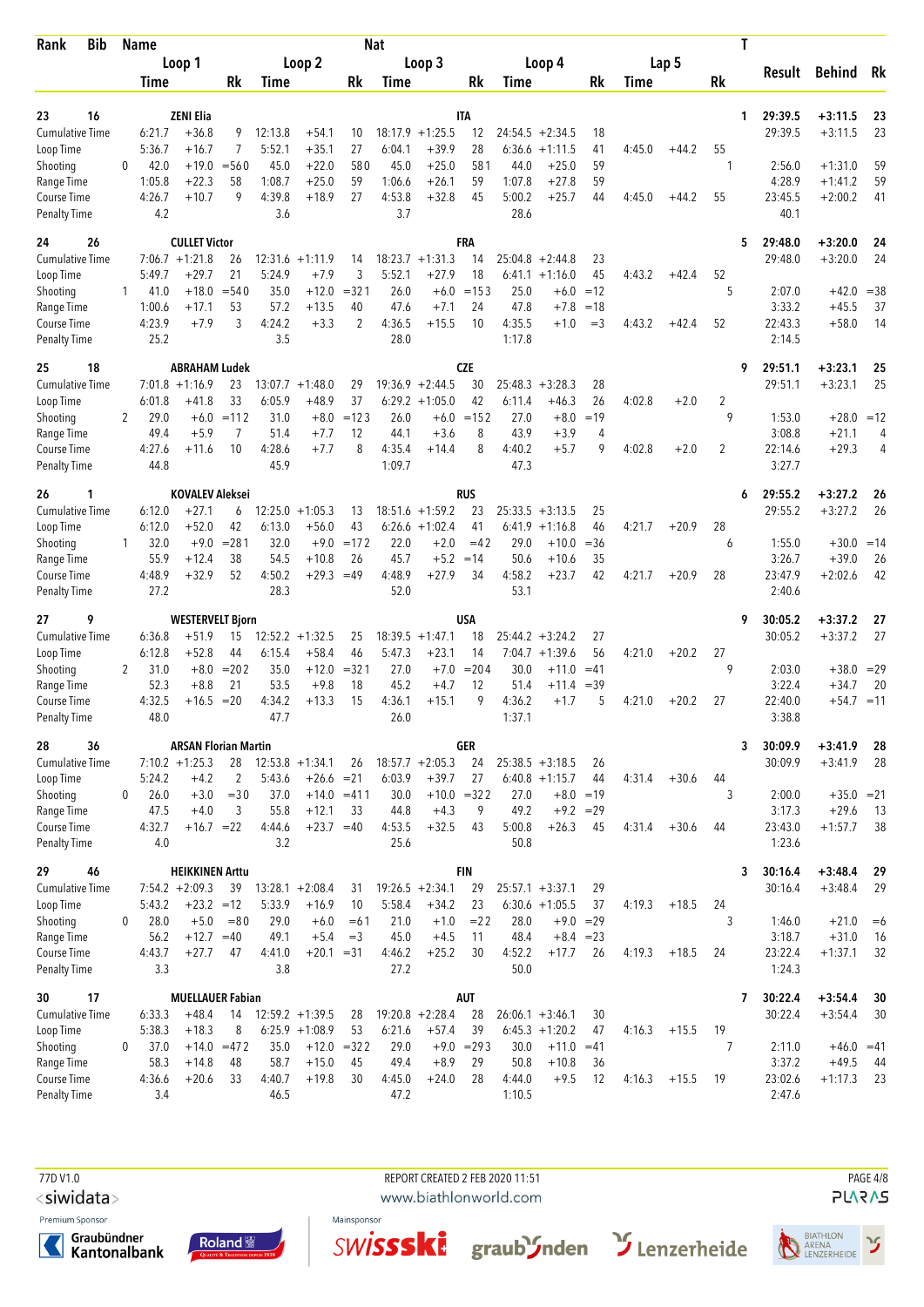| Rank | Bib | Name | | | | | Nat | | | | | | | | T | Result | Behind | Rk |
|---|---|---|---|---|---|---|---|---|---|---|---|---|---|---|---|---|---|---|
| | | Loop 1 | | | Loop 2 | | Loop 3 | | | Loop 4 | | | Lap 5 | | | | | |
| | | Time | | Rk | Time | Rk | Time | | Rk | Time | | Rk | Time | Rk | | | | |
| 23 | 16 | ZENI Elia | | | | | ITA | | | | | | | | 1 | 29:39.5 | +3:11.5 | 23 |
| Cumulative Time | | 6:21.7 | +36.8 | 9 | 12:13.8 +54.1 | 10 | 18:17.9 | +1:25.5 | 12 | 24:54.5 | +2:34.5 | 18 | | | | 29:39.5 | +3:11.5 | 23 |
| Loop Time | | 5:36.7 | +16.7 | 7 | 5:52.1 +35.1 | 27 | 6:04.1 | +39.9 | 28 | 6:36.6 | +1:11.5 | 41 | 4:45.0 +44.2 | 55 | | | | |
| Shooting | 0 | 42.0 | +19.0 | =56 0 | 45.0 +22.0 | 58 0 | 45.0 | +25.0 | 58 1 | 44.0 | +25.0 | 59 | | | 1 | 2:56.0 | +1:31.0 | 59 |
| Range Time | | 1:05.8 | +22.3 | 58 | 1:08.7 +25.0 | 59 | 1:06.6 | +26.1 | 59 | 1:07.8 | +27.8 | 59 | | | | 4:28.9 | +1:41.2 | 59 |
| Course Time | | 4:26.7 | +10.7 | 9 | 4:39.8 +18.9 | 27 | 4:53.8 | +32.8 | 45 | 5:00.2 | +25.7 | 44 | 4:45.0 +44.2 | 55 | | 23:45.5 | +2:00.2 | 41 |
| Penalty Time | | 4.2 | | | 3.6 | | 3.7 | | | 28.6 | | | | | | 40.1 | | |
| 24 | 26 | CULLET Victor | | | | | FRA | | | | | | | | 5 | 29:48.0 | +3:20.0 | 24 |
| Cumulative Time | | 7:06.7 | +1:21.8 | 26 | 12:31.6 +1:11.9 | 14 | 18:23.7 | +1:31.3 | 14 | 25:04.8 | +2:44.8 | 23 | | | | 29:48.0 | +3:20.0 | 24 |
| Loop Time | | 5:49.7 | +29.7 | 21 | 5:24.9 +7.9 | 3 | 5:52.1 | +27.9 | 18 | 6:41.1 | +1:16.0 | 45 | 4:43.2 +42.4 | 52 | | | | |
| Shooting | 1 | 41.0 | +18.0 | =54 0 | 35.0 +12.0 | =32 1 | 26.0 | +6.0 | =15 3 | 25.0 | +6.0 | =12 | | | 5 | 2:07.0 | +42.0 | =38 |
| Range Time | | 1:00.6 | +17.1 | 53 | 57.2 +13.5 | 40 | 47.6 | +7.1 | 24 | 47.8 | +7.8 | =18 | | | | 3:33.2 | +45.5 | 37 |
| Course Time | | 4:23.9 | +7.9 | 3 | 4:24.2 +3.3 | 2 | 4:36.5 | +15.5 | 10 | 4:35.5 | +1.0 | =3 | 4:43.2 +42.4 | 52 | | 22:43.3 | +58.0 | 14 |
| Penalty Time | | 25.2 | | | 3.5 | | 28.0 | | | 1:17.8 | | | | | | 2:14.5 | | |
| 25 | 18 | ABRAHAM Ludek | | | | | CZE | | | | | | | | 9 | 29:51.1 | +3:23.1 | 25 |
| Cumulative Time | | 7:01.8 | +1:16.9 | 23 | 13:07.7 +1:48.0 | 29 | 19:36.9 | +2:44.5 | 30 | 25:48.3 | +3:28.3 | 28 | | | | 29:51.1 | +3:23.1 | 25 |
| Loop Time | | 6:01.8 | +41.8 | 33 | 6:05.9 +48.9 | 37 | 6:29.2 | +1:05.0 | 42 | 6:11.4 | +46.3 | 26 | 4:02.8 +2.0 | 2 | | | | |
| Shooting | 2 | 29.0 | +6.0 | =11 2 | 31.0 +8.0 | =12 3 | 26.0 | +6.0 | =15 2 | 27.0 | +8.0 | =19 | | | 9 | 1:53.0 | +28.0 | =12 |
| Range Time | | 49.4 | +5.9 | 7 | 51.4 +7.7 | 12 | 44.1 | +3.6 | 8 | 43.9 | +3.9 | 4 | | | | 3:08.8 | +21.1 | 4 |
| Course Time | | 4:27.6 | +11.6 | 10 | 4:28.6 +7.7 | 8 | 4:35.4 | +14.4 | 8 | 4:40.2 | +5.7 | 9 | 4:02.8 +2.0 | 2 | | 22:14.6 | +29.3 | 4 |
| Penalty Time | | 44.8 | | | 45.9 | | 1:09.7 | | | 47.3 | | | | | | 3:27.7 | | |
| 26 | 1 | KOVALEV Aleksei | | | | | RUS | | | | | | | | 6 | 29:55.2 | +3:27.2 | 26 |
| Cumulative Time | | 6:12.0 | +27.1 | 6 | 12:25.0 +1:05.3 | 13 | 18:51.6 | +1:59.2 | 23 | 25:33.5 | +3:13.5 | 25 | | | | 29:55.2 | +3:27.2 | 26 |
| Loop Time | | 6:12.0 | +52.0 | 42 | 6:13.0 +56.0 | 43 | 6:26.6 | +1:02.4 | 41 | 6:41.9 | +1:16.8 | 46 | 4:21.7 +20.9 | 28 | | | | |
| Shooting | 1 | 32.0 | +9.0 | =28 1 | 32.0 +9.0 | =17 2 | 22.0 | +2.0 | =4 2 | 29.0 | +10.0 | =36 | | | 6 | 1:55.0 | +30.0 | =14 |
| Range Time | | 55.9 | +12.4 | 38 | 54.5 +10.8 | 26 | 45.7 | +5.2 | =14 | 50.6 | +10.6 | 35 | | | | 3:26.7 | +39.0 | 26 |
| Course Time | | 4:48.9 | +32.9 | 52 | 4:50.2 +29.3 | =49 | 4:48.9 | +27.9 | 34 | 4:58.2 | +23.7 | 42 | 4:21.7 +20.9 | 28 | | 23:47.9 | +2:02.6 | 42 |
| Penalty Time | | 27.2 | | | 28.3 | | 52.0 | | | 53.1 | | | | | | 2:40.6 | | |
| 27 | 9 | WESTERVELT Bjorn | | | | | USA | | | | | | | | 9 | 30:05.2 | +3:37.2 | 27 |
| Cumulative Time | | 6:36.8 | +51.9 | 15 | 12:52.2 +1:32.5 | 25 | 18:39.5 | +1:47.1 | 18 | 25:44.2 | +3:24.2 | 27 | | | | 30:05.2 | +3:37.2 | 27 |
| Loop Time | | 6:12.8 | +52.8 | 44 | 6:15.4 +58.4 | 46 | 5:47.3 | +23.1 | 14 | 7:04.7 | +1:39.6 | 56 | 4:21.0 +20.2 | 27 | | | | |
| Shooting | 2 | 31.0 | +8.0 | =20 2 | 35.0 +12.0 | =32 1 | 27.0 | +7.0 | =20 4 | 30.0 | +11.0 | =41 | | | 9 | 2:03.0 | +38.0 | =29 |
| Range Time | | 52.3 | +8.8 | 21 | 53.5 +9.8 | 18 | 45.2 | +4.7 | 12 | 51.4 | +11.4 | =39 | | | | 3:22.4 | +34.7 | 20 |
| Course Time | | 4:32.5 | +16.5 | =20 | 4:34.2 +13.3 | 15 | 4:36.1 | +15.1 | 9 | 4:36.2 | +1.7 | 5 | 4:21.0 +20.2 | 27 | | 22:40.0 | +54.7 | =11 |
| Penalty Time | | 48.0 | | | 47.7 | | 26.0 | | | 1:37.1 | | | | | | 3:38.8 | | |
| 28 | 36 | ARSAN Florian Martin | | | | | GER | | | | | | | | 3 | 30:09.9 | +3:41.9 | 28 |
| Cumulative Time | | 7:10.2 | +1:25.3 | 28 | 12:53.8 +1:34.1 | 26 | 18:57.7 | +2:05.3 | 24 | 25:38.5 | +3:18.5 | 26 | | | | 30:09.9 | +3:41.9 | 28 |
| Loop Time | | 5:24.2 | +4.2 | 2 | 5:43.6 +26.6 | =21 | 6:03.9 | +39.7 | 27 | 6:40.8 | +1:15.7 | 44 | 4:31.4 +30.6 | 44 | | | | |
| Shooting | 0 | 26.0 | +3.0 | =3 0 | 37.0 +14.0 | =41 1 | 30.0 | +10.0 | =32 2 | 27.0 | +8.0 | =19 | | | 3 | 2:00.0 | +35.0 | =21 |
| Range Time | | 47.5 | +4.0 | 3 | 55.8 +12.1 | 33 | 44.8 | +4.3 | 9 | 49.2 | +9.2 | =29 | | | | 3:17.3 | +29.6 | 13 |
| Course Time | | 4:32.7 | +16.7 | =22 | 4:44.6 +23.7 | =40 | 4:53.5 | +32.5 | 43 | 5:00.8 | +26.3 | 45 | 4:31.4 +30.6 | 44 | | 23:43.0 | +1:57.7 | 38 |
| Penalty Time | | 4.0 | | | 3.2 | | 25.6 | | | 50.8 | | | | | | 1:23.6 | | |
| 29 | 46 | HEIKKINEN Arttu | | | | | FIN | | | | | | | | 3 | 30:16.4 | +3:48.4 | 29 |
| Cumulative Time | | 7:54.2 | +2:09.3 | 39 | 13:28.1 +2:08.4 | 31 | 19:26.5 | +2:34.1 | 29 | 25:57.1 | +3:37.1 | 29 | | | | 30:16.4 | +3:48.4 | 29 |
| Loop Time | | 5:43.2 | +23.2 | =12 | 5:33.9 +16.9 | 10 | 5:58.4 | +34.2 | 23 | 6:30.6 | +1:05.5 | 37 | 4:19.3 +18.5 | 24 | | | | |
| Shooting | 0 | 28.0 | +5.0 | =8 0 | 29.0 +6.0 | =6 1 | 21.0 | +1.0 | =2 2 | 28.0 | +9.0 | =29 | | | 3 | 1:46.0 | +21.0 | =6 |
| Range Time | | 56.2 | +12.7 | =40 | 49.1 +5.4 | =3 | 45.0 | +4.5 | 11 | 48.4 | +8.4 | =23 | | | | 3:18.7 | +31.0 | 16 |
| Course Time | | 4:43.7 | +27.7 | 47 | 4:41.0 +20.1 | =31 | 4:46.2 | +25.2 | 30 | 4:52.2 | +17.7 | 26 | 4:19.3 +18.5 | 24 | | 23:22.4 | +1:37.1 | 32 |
| Penalty Time | | 3.3 | | | 3.8 | | 27.2 | | | 50.0 | | | | | | 1:24.3 | | |
| 30 | 17 | MUELLAUER Fabian | | | | | AUT | | | | | | | | 7 | 30:22.4 | +3:54.4 | 30 |
| Cumulative Time | | 6:33.3 | +48.4 | 14 | 12:59.2 +1:39.5 | 28 | 19:20.8 | +2:28.4 | 28 | 26:06.1 | +3:46.1 | 30 | | | | 30:22.4 | +3:54.4 | 30 |
| Loop Time | | 5:38.3 | +18.3 | 8 | 6:25.9 +1:08.9 | 53 | 6:21.6 | +57.4 | 39 | 6:45.3 | +1:20.2 | 47 | 4:16.3 +15.5 | 19 | | | | |
| Shooting | 0 | 37.0 | +14.0 | =47 2 | 35.0 +12.0 | =32 2 | 29.0 | +9.0 | =29 3 | 30.0 | +11.0 | =41 | | | 7 | 2:11.0 | +46.0 | =41 |
| Range Time | | 58.3 | +14.8 | 48 | 58.7 +15.0 | 45 | 49.4 | +8.9 | 29 | 50.8 | +10.8 | 36 | | | | 3:37.2 | +49.5 | 44 |
| Course Time | | 4:36.6 | +20.6 | 33 | 4:40.7 +19.8 | 30 | 4:45.0 | +24.0 | 28 | 4:44.0 | +9.5 | 12 | 4:16.3 +15.5 | 19 | | 23:02.6 | +1:17.3 | 23 |
| Penalty Time | | 3.4 | | | 46.5 | | 47.2 | | | 1:10.5 | | | | | | 2:47.6 | | |

77D V1.0 — REPORT CREATED 2 FEB 2020 11:51 — www.biathlonworld.com

Premium Sponsor: Graubündner Kantonalbank, Roland — Mainsponsor: swissski, graubünden, Lenzerheide, Biathlon Arena Lenzerheide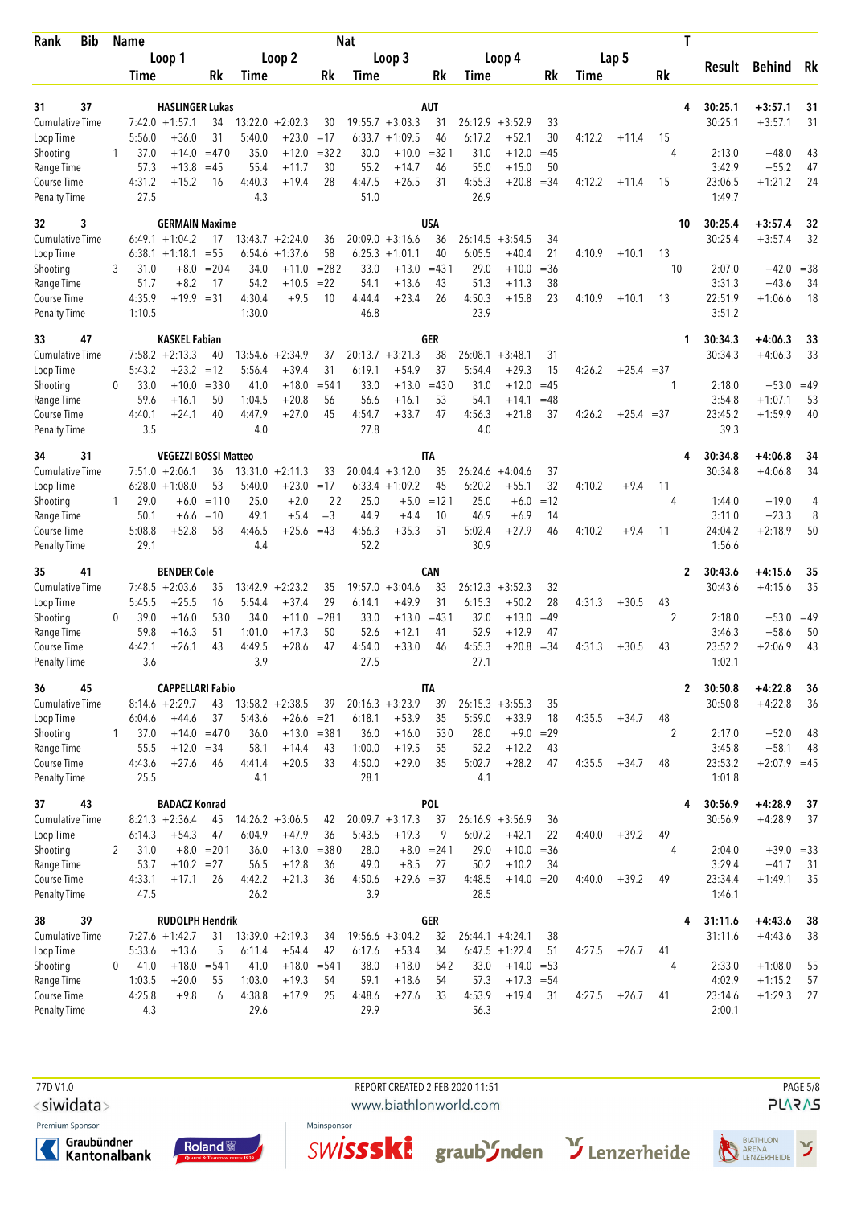| Rank | Bib | Name | | | | | | Nat | | | | | | | | | | T | Result | Behind | Rk |
|---|---|---|---|---|---|---|---|---|---|---|---|---|---|---|---|---|---|---|---|---|---|
| | | Loop 1 | | | Loop 2 | | | Loop 3 | | | Loop 4 | | | Lap 5 | | | | | | | |
| | | Time | | Rk | Time | | Rk | Time | | Rk | Time | | Rk | Time | | Rk | | | | | |
| 31 | 37 | HASLINGER Lukas | | | | | | AUT | | | | | | | | | | 4 | 30:25.1 | +3:57.1 | 31 |
| Cumulative Time | | 7:42.0 | +1:57.1 | 34 | 13:22.0 | +2:02.3 | 30 | 19:55.7 | +3:03.3 | 31 | 26:12.9 | +3:52.9 | 33 | | | | | | 30:25.1 | +3:57.1 | 31 |
| Loop Time | | 5:56.0 | +36.0 | 31 | 5:40.0 | +23.0 | =17 | 6:33.7 | +1:09.5 | 46 | 6:17.2 | +52.1 | 30 | 4:12.2 | +11.4 | 15 | | | | | |
| Shooting | 1 | 37.0 | +14.0 | =47 0 | 35.0 | +12.0 | =32 2 | 30.0 | +10.0 | =32 1 | 31.0 | +12.0 | =45 | | | | 4 | | 2:13.0 | +48.0 | 43 |
| Range Time | | 57.3 | +13.8 | =45 | 55.4 | +11.7 | 30 | 55.2 | +14.7 | 46 | 55.0 | +15.0 | 50 | | | | | | 3:42.9 | +55.2 | 47 |
| Course Time | | 4:31.2 | +15.2 | 16 | 4:40.3 | +19.4 | 28 | 4:47.5 | +26.5 | 31 | 4:55.3 | +20.8 | =34 | 4:12.2 | +11.4 | 15 | | | 23:06.5 | +1:21.2 | 24 |
| Penalty Time | | 27.5 | | | 4.3 | | | 51.0 | | | 26.9 | | | | | | | | 1:49.7 | | |
| 32 | 3 | GERMAIN Maxime | | | | | | USA | | | | | | | | | | 10 | 30:25.4 | +3:57.4 | 32 |
| Cumulative Time | | 6:49.1 | +1:04.2 | 17 | 13:43.7 | +2:24.0 | 36 | 20:09.0 | +3:16.6 | 36 | 26:14.5 | +3:54.5 | 34 | | | | | | 30:25.4 | +3:57.4 | 32 |
| Loop Time | | 6:38.1 | +1:18.1 | =55 | 6:54.6 | +1:37.6 | 58 | 6:25.3 | +1:01.1 | 40 | 6:05.5 | +40.4 | 21 | 4:10.9 | +10.1 | 13 | | | | | |
| Shooting | 3 | 31.0 | +8.0 | =20 4 | 34.0 | +11.0 | =28 2 | 33.0 | +13.0 | =43 1 | 29.0 | +10.0 | =36 | | | | 10 | | 2:07.0 | +42.0 | =38 |
| Range Time | | 51.7 | +8.2 | 17 | 54.2 | +10.5 | =22 | 54.1 | +13.6 | 43 | 51.3 | +11.3 | 38 | | | | | | 3:31.3 | +43.6 | 34 |
| Course Time | | 4:35.9 | +19.9 | =31 | 4:30.4 | +9.5 | 10 | 4:44.4 | +23.4 | 26 | 4:50.3 | +15.8 | 23 | 4:10.9 | +10.1 | 13 | | | 22:51.9 | +1:06.6 | 18 |
| Penalty Time | | 1:10.5 | | | 1:30.0 | | | 46.8 | | | 23.9 | | | | | | | | 3:51.2 | | |
| 33 | 47 | KASKEL Fabian | | | | | | GER | | | | | | | | | | 1 | 30:34.3 | +4:06.3 | 33 |
| Cumulative Time | | 7:58.2 | +2:13.3 | 40 | 13:54.6 | +2:34.9 | 37 | 20:13.7 | +3:21.3 | 38 | 26:08.1 | +3:48.1 | 31 | | | | | | 30:34.3 | +4:06.3 | 33 |
| Loop Time | | 5:43.2 | +23.2 | =12 | 5:56.4 | +39.4 | 31 | 6:19.1 | +54.9 | 37 | 5:54.4 | +29.3 | 15 | 4:26.2 | +25.4 | =37 | | | | | |
| Shooting | 0 | 33.0 | +10.0 | =33 0 | 41.0 | +18.0 | =54 1 | 33.0 | +13.0 | =43 0 | 31.0 | +12.0 | =45 | | | | 1 | | 2:18.0 | +53.0 | =49 |
| Range Time | | 59.6 | +16.1 | 50 | 1:04.5 | +20.8 | 56 | 56.6 | +16.1 | 53 | 54.1 | +14.1 | =48 | | | | | | 3:54.8 | +1:07.1 | 53 |
| Course Time | | 4:40.1 | +24.1 | 40 | 4:47.9 | +27.0 | 45 | 4:54.7 | +33.7 | 47 | 4:56.3 | +21.8 | 37 | 4:26.2 | +25.4 | =37 | | | 23:45.2 | +1:59.9 | 40 |
| Penalty Time | | 3.5 | | | 4.0 | | | 27.8 | | | 4.0 | | | | | | | | 39.3 | | |
| 34 | 31 | VEGEZZI BOSSI Matteo | | | | | | ITA | | | | | | | | | | 4 | 30:34.8 | +4:06.8 | 34 |
| Cumulative Time | | 7:51.0 | +2:06.1 | 36 | 13:31.0 | +2:11.3 | 33 | 20:04.4 | +3:12.0 | 35 | 26:24.6 | +4:04.6 | 37 | | | | | | 30:34.8 | +4:06.8 | 34 |
| Loop Time | | 6:28.0 | +1:08.0 | 53 | 5:40.0 | +23.0 | =17 | 6:33.4 | +1:09.2 | 45 | 6:20.2 | +55.1 | 32 | 4:10.2 | +9.4 | 11 | | | | | |
| Shooting | 1 | 29.0 | +6.0 | =11 0 | 25.0 | +2.0 | 2 2 | 25.0 | +5.0 | =12 1 | 25.0 | +6.0 | =12 | | | | 4 | | 1:44.0 | +19.0 | 4 |
| Range Time | | 50.1 | +6.6 | =10 | 49.1 | +5.4 | =3 | 44.9 | +4.4 | 10 | 46.9 | +6.9 | 14 | | | | | | 3:11.0 | +23.3 | 8 |
| Course Time | | 5:08.8 | +52.8 | 58 | 4:46.5 | +25.6 | =43 | 4:56.3 | +35.3 | 51 | 5:02.4 | +27.9 | 46 | 4:10.2 | +9.4 | 11 | | | 24:04.2 | +2:18.9 | 50 |
| Penalty Time | | 29.1 | | | 4.4 | | | 52.2 | | | 30.9 | | | | | | | | 1:56.6 | | |
| 35 | 41 | BENDER Cole | | | | | | CAN | | | | | | | | | | 2 | 30:43.6 | +4:15.6 | 35 |
| Cumulative Time | | 7:48.5 | +2:03.6 | 35 | 13:42.9 | +2:23.2 | 35 | 19:57.0 | +3:04.6 | 33 | 26:12.3 | +3:52.3 | 32 | | | | | | 30:43.6 | +4:15.6 | 35 |
| Loop Time | | 5:45.5 | +25.5 | 16 | 5:54.4 | +37.4 | 29 | 6:14.1 | +49.9 | 31 | 6:15.3 | +50.2 | 28 | 4:31.3 | +30.5 | 43 | | | | | |
| Shooting | 0 | 39.0 | +16.0 | 53 0 | 34.0 | +11.0 | =28 1 | 33.0 | +13.0 | =43 1 | 32.0 | +13.0 | =49 | | | | 2 | | 2:18.0 | +53.0 | =49 |
| Range Time | | 59.8 | +16.3 | 51 | 1:01.0 | +17.3 | 50 | 52.6 | +12.1 | 41 | 52.9 | +12.9 | 47 | | | | | | 3:46.3 | +58.6 | 50 |
| Course Time | | 4:42.1 | +26.1 | 43 | 4:49.5 | +28.6 | 47 | 4:54.0 | +33.0 | 46 | 4:55.3 | +20.8 | =34 | 4:31.3 | +30.5 | 43 | | | 23:52.2 | +2:06.9 | 43 |
| Penalty Time | | 3.6 | | | 3.9 | | | 27.5 | | | 27.1 | | | | | | | | 1:02.1 | | |
| 36 | 45 | CAPPELLARI Fabio | | | | | | ITA | | | | | | | | | | 2 | 30:50.8 | +4:22.8 | 36 |
| Cumulative Time | | 8:14.6 | +2:29.7 | 43 | 13:58.2 | +2:38.5 | 39 | 20:16.3 | +3:23.9 | 39 | 26:15.3 | +3:55.3 | 35 | | | | | | 30:50.8 | +4:22.8 | 36 |
| Loop Time | | 6:04.6 | +44.6 | 37 | 5:43.6 | +26.6 | =21 | 6:18.1 | +53.9 | 35 | 5:59.0 | +33.9 | 18 | 4:35.5 | +34.7 | 48 | | | | | |
| Shooting | 1 | 37.0 | +14.0 | =47 0 | 36.0 | +13.0 | =38 1 | 36.0 | +16.0 | 53 0 | 28.0 | +9.0 | =29 | | | | 2 | | 2:17.0 | +52.0 | 48 |
| Range Time | | 55.5 | +12.0 | =34 | 58.1 | +14.4 | 43 | 1:00.0 | +19.5 | 55 | 52.2 | +12.2 | 43 | | | | | | 3:45.8 | +58.1 | 48 |
| Course Time | | 4:43.6 | +27.6 | 46 | 4:41.4 | +20.5 | 33 | 4:50.0 | +29.0 | 35 | 5:02.7 | +28.2 | 47 | 4:35.5 | +34.7 | 48 | | | 23:53.2 | +2:07.9 | =45 |
| Penalty Time | | 25.5 | | | 4.1 | | | 28.1 | | | 4.1 | | | | | | | | 1:01.8 | | |
| 37 | 43 | BADACZ Konrad | | | | | | POL | | | | | | | | | | 4 | 30:56.9 | +4:28.9 | 37 |
| Cumulative Time | | 8:21.3 | +2:36.4 | 45 | 14:26.2 | +3:06.5 | 42 | 20:09.7 | +3:17.3 | 37 | 26:16.9 | +3:56.9 | 36 | | | | | | 30:56.9 | +4:28.9 | 37 |
| Loop Time | | 6:14.3 | +54.3 | 47 | 6:04.9 | +47.9 | 36 | 5:43.5 | +19.3 | 9 | 6:07.2 | +42.1 | 22 | 4:40.0 | +39.2 | 49 | | | | | |
| Shooting | 2 | 31.0 | +8.0 | =20 1 | 36.0 | +13.0 | =38 0 | 28.0 | +8.0 | =24 1 | 29.0 | +10.0 | =36 | | | | 4 | | 2:04.0 | +39.0 | =33 |
| Range Time | | 53.7 | +10.2 | =27 | 56.5 | +12.8 | 36 | 49.0 | +8.5 | 27 | 50.2 | +10.2 | 34 | | | | | | 3:29.4 | +41.7 | 31 |
| Course Time | | 4:33.1 | +17.1 | 26 | 4:42.2 | +21.3 | 36 | 4:50.6 | +29.6 | =37 | 4:48.5 | +14.0 | =20 | 4:40.0 | +39.2 | 49 | | | 23:34.4 | +1:49.1 | 35 |
| Penalty Time | | 47.5 | | | 26.2 | | | 3.9 | | | 28.5 | | | | | | | | 1:46.1 | | |
| 38 | 39 | RUDOLPH Hendrik | | | | | | GER | | | | | | | | | | 4 | 31:11.6 | +4:43.6 | 38 |
| Cumulative Time | | 7:27.6 | +1:42.7 | 31 | 13:39.0 | +2:19.3 | 34 | 19:56.6 | +3:04.2 | 32 | 26:44.1 | +4:24.1 | 38 | | | | | | 31:11.6 | +4:43.6 | 38 |
| Loop Time | | 5:33.6 | +13.6 | 5 | 6:11.4 | +54.4 | 42 | 6:17.6 | +53.4 | 34 | 6:47.5 | +1:22.4 | 51 | 4:27.5 | +26.7 | 41 | | | | | |
| Shooting | 0 | 41.0 | +18.0 | =54 1 | 41.0 | +18.0 | =54 1 | 38.0 | +18.0 | 54 2 | 33.0 | +14.0 | =53 | | | | 4 | | 2:33.0 | +1:08.0 | 55 |
| Range Time | | 1:03.5 | +20.0 | 55 | 1:03.0 | +19.3 | 54 | 59.1 | +18.6 | 54 | 57.3 | +17.3 | =54 | | | | | | 4:02.9 | +1:15.2 | 57 |
| Course Time | | 4:25.8 | +9.8 | 6 | 4:38.8 | +17.9 | 25 | 4:48.6 | +27.6 | 33 | 4:53.9 | +19.4 | 31 | 4:27.5 | +26.7 | 41 | | | 23:14.6 | +1:29.3 | 27 |
| Penalty Time | | 4.3 | | | 29.6 | | | 29.9 | | | 56.3 | | | | | | | | 2:00.1 | | |

77D V1.0 REPORT CREATED 2 FEB 2020 11:51 www.biathlonworld.com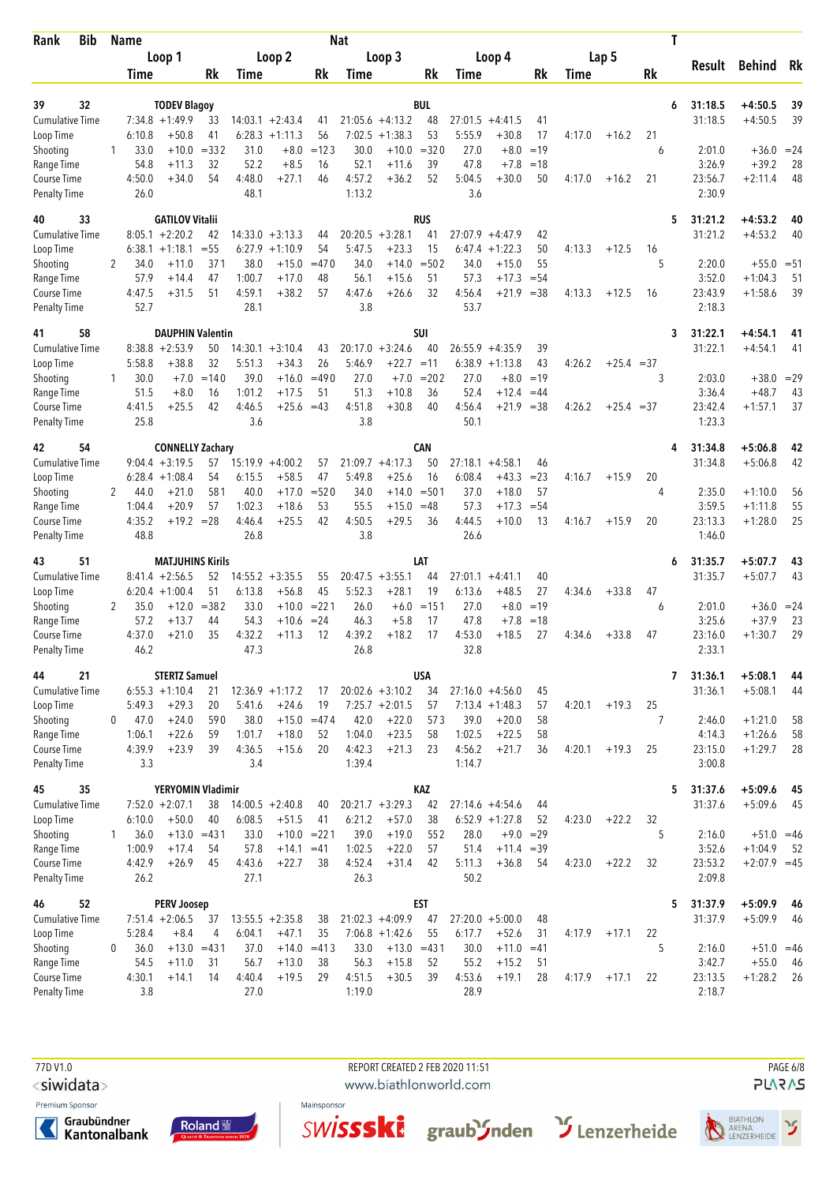| Rank | Bib | Name | | | | | | Nat | | | | | | | | | T | Result | Behind | Rk |
|---|---|---|---|---|---|---|---|---|---|---|---|---|---|---|---|---|---|---|---|---|
| | | Loop 1 | | | Loop 2 | | | Loop 3 | | | Loop 4 | | | Lap 5 | | | | | | |
| | | Time | | Rk | Time | | Rk | Time | | Rk | Time | | Rk | Time | | Rk | | | | |
| 39 | 32 | TODEV Blagoy | | | | | | BUL | | | | | | | | | 6 | 31:18.5 | +4:50.5 | 39 |
| Cumulative Time | | 7:34.8 | +1:49.9 | 33 | 14:03.1 | +2:43.4 | 41 | 21:05.6 | +4:13.2 | 48 | 27:01.5 | +4:41.5 | 41 | | | | | 31:18.5 | +4:50.5 | 39 |
| Loop Time | | 6:10.8 | +50.8 | 41 | 6:28.3 | +1:11.3 | 56 | 7:02.5 | +1:38.3 | 53 | 5:55.9 | +30.8 | 17 | 4:17.0 | +16.2 | 21 | | | | |
| Shooting | 1 | 33.0 | +10.0 | =33 2 | 31.0 | +8.0 | =12 3 | 30.0 | +10.0 | =32 0 | 27.0 | +8.0 | =19 | | | | 6 | 2:01.0 | +36.0 | =24 |
| Range Time | | 54.8 | +11.3 | 32 | 52.2 | +8.5 | 16 | 52.1 | +11.6 | 39 | 47.8 | +7.8 | =18 | | | | | 3:26.9 | +39.2 | 28 |
| Course Time | | 4:50.0 | +34.0 | 54 | 4:48.0 | +27.1 | 46 | 4:57.2 | +36.2 | 52 | 5:04.5 | +30.0 | 50 | 4:17.0 | +16.2 | 21 | | 23:56.7 | +2:11.4 | 48 |
| Penalty Time | | 26.0 | | | 48.1 | | | 1:13.2 | | | 3.6 | | | | | | | 2:30.9 | | |
| 40 | 33 | GATILOV Vitalii | | | | | | RUS | | | | | | | | | 5 | 31:21.2 | +4:53.2 | 40 |
| Cumulative Time | | 8:05.1 | +2:20.2 | 42 | 14:33.0 | +3:13.3 | 44 | 20:20.5 | +3:28.1 | 41 | 27:07.9 | +4:47.9 | 42 | | | | | 31:21.2 | +4:53.2 | 40 |
| Loop Time | | 6:38.1 | +1:18.1 | =55 | 6:27.9 | +1:10.9 | 54 | 5:47.5 | +23.3 | 15 | 6:47.4 | +1:22.3 | 50 | 4:13.3 | +12.5 | 16 | | | | |
| Shooting | 2 | 34.0 | +11.0 | 37 1 | 38.0 | +15.0 | =47 0 | 34.0 | +14.0 | =50 2 | 34.0 | +15.0 | 55 | | | | 5 | 2:20.0 | +55.0 | =51 |
| Range Time | | 57.9 | +14.4 | 47 | 1:00.7 | +17.0 | 48 | 56.1 | +15.6 | 51 | 57.3 | +17.3 | =54 | | | | | 3:52.0 | +1:04.3 | 51 |
| Course Time | | 4:47.5 | +31.5 | 51 | 4:59.1 | +38.2 | 57 | 4:47.6 | +26.6 | 32 | 4:56.4 | +21.9 | =38 | 4:13.3 | +12.5 | 16 | | 23:43.9 | +1:58.6 | 39 |
| Penalty Time | | 52.7 | | | 28.1 | | | 3.8 | | | 53.7 | | | | | | | 2:18.3 | | |
| 41 | 58 | DAUPHIN Valentin | | | | | | SUI | | | | | | | | | 3 | 31:22.1 | +4:54.1 | 41 |
| Cumulative Time | | 8:38.8 | +2:53.9 | 50 | 14:30.1 | +3:10.4 | 43 | 20:17.0 | +3:24.6 | 40 | 26:55.9 | +4:35.9 | 39 | | | | | 31:22.1 | +4:54.1 | 41 |
| Loop Time | | 5:58.8 | +38.8 | 32 | 5:51.3 | +34.3 | 26 | 5:46.9 | +22.7 | =11 | 6:38.9 | +1:13.8 | 43 | 4:26.2 | +25.4 | =37 | | | | |
| Shooting | 1 | 30.0 | +7.0 | =14 0 | 39.0 | +16.0 | =49 0 | 27.0 | +7.0 | =20 2 | 27.0 | +8.0 | =19 | | | | 3 | 2:03.0 | +38.0 | =29 |
| Range Time | | 51.5 | +8.0 | 16 | 1:01.2 | +17.5 | 51 | 51.3 | +10.8 | 36 | 52.4 | +12.4 | =44 | | | | | 3:36.4 | +48.7 | 43 |
| Course Time | | 4:41.5 | +25.5 | 42 | 4:46.5 | +25.6 | =43 | 4:51.8 | +30.8 | 40 | 4:56.4 | +21.9 | =38 | 4:26.2 | +25.4 | =37 | | 23:42.4 | +1:57.1 | 37 |
| Penalty Time | | 25.8 | | | 3.6 | | | 3.8 | | | 50.1 | | | | | | | 1:23.3 | | |
| 42 | 54 | CONNELLY Zachary | | | | | | CAN | | | | | | | | | 4 | 31:34.8 | +5:06.8 | 42 |
| Cumulative Time | | 9:04.4 | +3:19.5 | 57 | 15:19.9 | +4:00.2 | 57 | 21:09.7 | +4:17.3 | 50 | 27:18.1 | +4:58.1 | 46 | | | | | 31:34.8 | +5:06.8 | 42 |
| Loop Time | | 6:28.4 | +1:08.4 | 54 | 6:15.5 | +58.5 | 47 | 5:49.8 | +25.6 | 16 | 6:08.4 | +43.3 | =23 | 4:16.7 | +15.9 | 20 | | | | |
| Shooting | 2 | 44.0 | +21.0 | 58 1 | 40.0 | +17.0 | =52 0 | 34.0 | +14.0 | =50 1 | 37.0 | +18.0 | 57 | | | | 4 | 2:35.0 | +1:10.0 | 56 |
| Range Time | | 1:04.4 | +20.9 | 57 | 1:02.3 | +18.6 | 53 | 55.5 | +15.0 | =48 | 57.3 | +17.3 | =54 | | | | | 3:59.5 | +1:11.8 | 55 |
| Course Time | | 4:35.2 | +19.2 | =28 | 4:46.4 | +25.5 | 42 | 4:50.5 | +29.5 | 36 | 4:44.5 | +10.0 | 13 | 4:16.7 | +15.9 | 20 | | 23:13.3 | +1:28.0 | 25 |
| Penalty Time | | 48.8 | | | 26.8 | | | 3.8 | | | 26.6 | | | | | | | 1:46.0 | | |
| 43 | 51 | MATJUHINS Kirils | | | | | | LAT | | | | | | | | | 6 | 31:35.7 | +5:07.7 | 43 |
| Cumulative Time | | 8:41.4 | +2:56.5 | 52 | 14:55.2 | +3:35.5 | 55 | 20:47.5 | +3:55.1 | 44 | 27:01.1 | +4:41.1 | 40 | | | | | 31:35.7 | +5:07.7 | 43 |
| Loop Time | | 6:20.4 | +1:00.4 | 51 | 6:13.8 | +56.8 | 45 | 5:52.3 | +28.1 | 19 | 6:13.6 | +48.5 | 27 | 4:34.6 | +33.8 | 47 | | | | |
| Shooting | 2 | 35.0 | +12.0 | =38 2 | 33.0 | +10.0 | =22 1 | 26.0 | +6.0 | =15 1 | 27.0 | +8.0 | =19 | | | | 6 | 2:01.0 | +36.0 | =24 |
| Range Time | | 57.2 | +13.7 | 44 | 54.3 | +10.6 | =24 | 46.3 | +5.8 | 17 | 47.8 | +7.8 | =18 | | | | | 3:25.6 | +37.9 | 23 |
| Course Time | | 4:37.0 | +21.0 | 35 | 4:32.2 | +11.3 | 12 | 4:39.2 | +18.2 | 17 | 4:53.0 | +18.5 | 27 | 4:34.6 | +33.8 | 47 | | 23:16.0 | +1:30.7 | 29 |
| Penalty Time | | 46.2 | | | 47.3 | | | 26.8 | | | 32.8 | | | | | | | 2:33.1 | | |
| 44 | 21 | STERTZ Samuel | | | | | | USA | | | | | | | | | 7 | 31:36.1 | +5:08.1 | 44 |
| Cumulative Time | | 6:55.3 | +1:10.4 | 21 | 12:36.9 | +1:17.2 | 17 | 20:02.6 | +3:10.2 | 34 | 27:16.0 | +4:56.0 | 45 | | | | | 31:36.1 | +5:08.1 | 44 |
| Loop Time | | 5:49.3 | +29.3 | 20 | 5:41.6 | +24.6 | 19 | 7:25.7 | +2:01.5 | 57 | 7:13.4 | +1:48.3 | 57 | 4:20.1 | +19.3 | 25 | | | | |
| Shooting | 0 | 47.0 | +24.0 | 59 0 | 38.0 | +15.0 | =47 4 | 42.0 | +22.0 | 57 3 | 39.0 | +20.0 | 58 | | | | 7 | 2:46.0 | +1:21.0 | 58 |
| Range Time | | 1:06.1 | +22.6 | 59 | 1:01.7 | +18.0 | 52 | 1:04.0 | +23.5 | 58 | 1:02.5 | +22.5 | 58 | | | | | 4:14.3 | +1:26.6 | 58 |
| Course Time | | 4:39.9 | +23.9 | 39 | 4:36.5 | +15.6 | 20 | 4:42.3 | +21.3 | 23 | 4:56.2 | +21.7 | 36 | 4:20.1 | +19.3 | 25 | | 23:15.0 | +1:29.7 | 28 |
| Penalty Time | | 3.3 | | | 3.4 | | | 1:39.4 | | | 1:14.7 | | | | | | | 3:00.8 | | |
| 45 | 35 | YERYOMIN Vladimir | | | | | | KAZ | | | | | | | | | 5 | 31:37.6 | +5:09.6 | 45 |
| Cumulative Time | | 7:52.0 | +2:07.1 | 38 | 14:00.5 | +2:40.8 | 40 | 20:21.7 | +3:29.3 | 42 | 27:14.6 | +4:54.6 | 44 | | | | | 31:37.6 | +5:09.6 | 45 |
| Loop Time | | 6:10.0 | +50.0 | 40 | 6:08.5 | +51.5 | 41 | 6:21.2 | +57.0 | 38 | 6:52.9 | +1:27.8 | 52 | 4:23.0 | +22.2 | 32 | | | | |
| Shooting | 1 | 36.0 | +13.0 | =43 1 | 33.0 | +10.0 | =22 1 | 39.0 | +19.0 | 55 2 | 28.0 | +9.0 | =29 | | | | 5 | 2:16.0 | +51.0 | =46 |
| Range Time | | 1:00.9 | +17.4 | 54 | 57.8 | +14.1 | =41 | 1:02.5 | +22.0 | 57 | 51.4 | +11.4 | =39 | | | | | 3:52.6 | +1:04.9 | 52 |
| Course Time | | 4:42.9 | +26.9 | 45 | 4:43.6 | +22.7 | 38 | 4:52.4 | +31.4 | 42 | 5:11.3 | +36.8 | 54 | 4:23.0 | +22.2 | 32 | | 23:53.2 | +2:07.9 | =45 |
| Penalty Time | | 26.2 | | | 27.1 | | | 26.3 | | | 50.2 | | | | | | | 2:09.8 | | |
| 46 | 52 | PERV Joosep | | | | | | EST | | | | | | | | | 5 | 31:37.9 | +5:09.9 | 46 |
| Cumulative Time | | 7:51.4 | +2:06.5 | 37 | 13:55.5 | +2:35.8 | 38 | 21:02.3 | +4:09.9 | 47 | 27:20.0 | +5:00.0 | 48 | | | | | 31:37.9 | +5:09.9 | 46 |
| Loop Time | | 5:28.4 | +8.4 | 4 | 6:04.1 | +47.1 | 35 | 7:06.8 | +1:42.6 | 55 | 6:17.7 | +52.6 | 31 | 4:17.9 | +17.1 | 22 | | | | |
| Shooting | 0 | 36.0 | +13.0 | =43 1 | 37.0 | +14.0 | =41 3 | 33.0 | +13.0 | =43 1 | 30.0 | +11.0 | =41 | | | | 5 | 2:16.0 | +51.0 | =46 |
| Range Time | | 54.5 | +11.0 | 31 | 56.7 | +13.0 | 38 | 56.3 | +15.8 | 52 | 55.2 | +15.2 | 51 | | | | | 3:42.7 | +55.0 | 46 |
| Course Time | | 4:30.1 | +14.1 | 14 | 4:40.4 | +19.5 | 29 | 4:51.5 | +30.5 | 39 | 4:53.6 | +19.1 | 28 | 4:17.9 | +17.1 | 22 | | 23:13.5 | +1:28.2 | 26 |
| Penalty Time | | 3.8 | | | 27.0 | | | 1:19.0 | | | 28.9 | | | | | | | 2:18.7 | | |

77D V1.0 — REPORT CREATED 2 FEB 2020 11:51 — www.biathlonworld.com

Premium Sponsor: Graubündner Kantonalbank, Roland — Mainsponsor: swissski, graubünden, Lenzerheide, Biathlon Arena Lenzerheide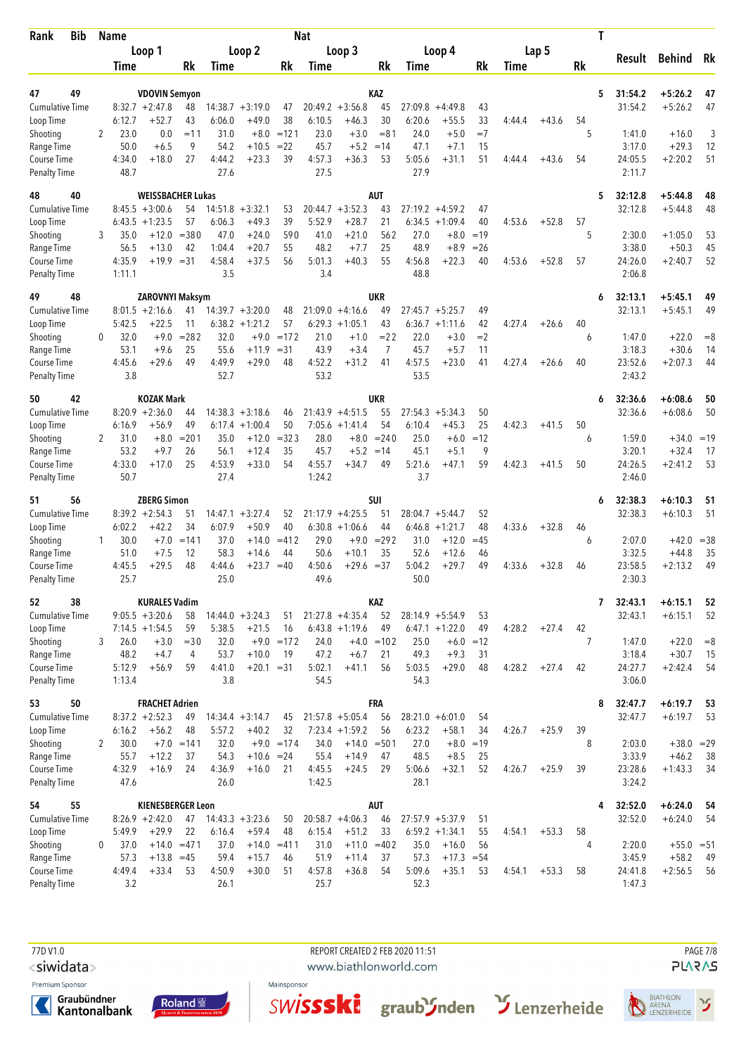| Rank | Bib | Name | | | Nat | | | | | | | | | | | T | Result | Behind | Rk |
|---|---|---|---|---|---|---|---|---|---|---|---|---|---|---|---|---|---|---|---|
| | | Loop 1 | | | Loop 2 | | | Loop 3 | | | Loop 4 | | | Lap 5 | | | | | |
| | | Time | | Rk | Time | | Rk | Time | | Rk | Time | | Rk | Time | | Rk | | | |
| **47** | **49** | **VDOVIN Semyon** | | | | | | **KAZ** | | | | | | | | **5** | **31:54.2** | **+5:26.2** | **47** |
| Cumulative Time | | 8:32.7 | +2:47.8 | 48 | 14:38.7 | +3:19.0 | 47 | 20:49.2 | +3:56.8 | 45 | 27:09.8 | +4:49.8 | 43 | | | | 31:54.2 | +5:26.2 | 47 |
| Loop Time | | 6:12.7 | +52.7 | 43 | 6:06.0 | +49.0 | 38 | 6:10.5 | +46.3 | 30 | 6:20.6 | +55.5 | 33 | 4:44.4 | +43.6 | 54 | | | |
| Shooting | 2 | 23.0 | 0.0 | =11 | 31.0 | +8.0 | =121 | 23.0 | +3.0 | =81 | 24.0 | +5.0 | =7 | | | 5 | 1:41.0 | +16.0 | 3 |
| Range Time | | 50.0 | +6.5 | 9 | 54.2 | +10.5 | =22 | 45.7 | +5.2 | =14 | 47.1 | +7.1 | 15 | | | | 3:17.0 | +29.3 | 12 |
| Course Time | | 4:34.0 | +18.0 | 27 | 4:44.2 | +23.3 | 39 | 4:57.3 | +36.3 | 53 | 5:05.6 | +31.1 | 51 | 4:44.4 | +43.6 | 54 | 24:05.5 | +2:20.2 | 51 |
| Penalty Time | | 48.7 | | | 27.6 | | | 27.5 | | | 27.9 | | | | | | 2:11.7 | | |
| **48** | **40** | **WEISSBACHER Lukas** | | | | | | **AUT** | | | | | | | | **5** | **32:12.8** | **+5:44.8** | **48** |
| Cumulative Time | | 8:45.5 | +3:00.6 | 54 | 14:51.8 | +3:32.1 | 53 | 20:44.7 | +3:52.3 | 43 | 27:19.2 | +4:59.2 | 47 | | | | 32:12.8 | +5:44.8 | 48 |
| Loop Time | | 6:43.5 | +1:23.5 | 57 | 6:06.3 | +49.3 | 39 | 5:52.9 | +28.7 | 21 | 6:34.5 | +1:09.4 | 40 | 4:53.6 | +52.8 | 57 | | | |
| Shooting | 3 | 35.0 | +12.0 | =38 | 47.0 | +24.0 | 59 | 41.0 | +21.0 | 56 | 27.0 | +8.0 | =19 | | | 5 | 2:30.0 | +1:05.0 | 53 |
| Range Time | | 56.5 | +13.0 | 42 | 1:04.4 | +20.7 | 55 | 48.2 | +7.7 | 25 | 48.9 | +8.9 | =26 | | | | 3:38.0 | +50.3 | 45 |
| Course Time | | 4:35.9 | +19.9 | =31 | 4:58.4 | +37.5 | 56 | 5:01.3 | +40.3 | 55 | 4:56.8 | +22.3 | 40 | 4:53.6 | +52.8 | 57 | 24:26.0 | +2:40.7 | 52 |
| Penalty Time | | 1:11.1 | | | 3.5 | | | 3.4 | | | 48.8 | | | | | | 2:06.8 | | |
| **49** | **48** | **ZAROVNYI Maksym** | | | | | | **UKR** | | | | | | | | **6** | **32:13.1** | **+5:45.1** | **49** |
| Cumulative Time | | 8:01.5 | +2:16.6 | 41 | 14:39.7 | +3:20.0 | 48 | 21:09.0 | +4:16.6 | 49 | 27:45.7 | +5:25.7 | 49 | | | | 32:13.1 | +5:45.1 | 49 |
| Loop Time | | 5:42.5 | +22.5 | 11 | 6:38.2 | +1:21.2 | 57 | 6:29.3 | +1:05.1 | 43 | 6:36.7 | +1:11.6 | 42 | 4:27.4 | +26.6 | 40 | | | |
| Shooting | 0 | 32.0 | +9.0 | =28 | 32.0 | +9.0 | =17 | 21.0 | +1.0 | =2 | 22.0 | +3.0 | =2 | | | 6 | 1:47.0 | +22.0 | =8 |
| Range Time | | 53.1 | +9.6 | 25 | 55.6 | +11.9 | =31 | 43.9 | +3.4 | 7 | 45.7 | +5.7 | 11 | | | | 3:18.3 | +30.6 | 14 |
| Course Time | | 4:45.6 | +29.6 | 49 | 4:49.9 | +29.0 | 48 | 4:52.2 | +31.2 | 41 | 4:57.5 | +23.0 | 41 | 4:27.4 | +26.6 | 40 | 23:52.6 | +2:07.3 | 44 |
| Penalty Time | | 3.8 | | | 52.7 | | | 53.2 | | | 53.5 | | | | | | 2:43.2 | | |
| **50** | **42** | **KOZAK Mark** | | | | | | **UKR** | | | | | | | | **6** | **32:36.6** | **+6:08.6** | **50** |
| Cumulative Time | | 8:20.9 | +2:36.0 | 44 | 14:38.3 | +3:18.6 | 46 | 21:43.9 | +4:51.5 | 55 | 27:54.3 | +5:34.3 | 50 | | | | 32:36.6 | +6:08.6 | 50 |
| Loop Time | | 6:16.9 | +56.9 | 49 | 6:17.4 | +1:00.4 | 50 | 7:05.6 | +1:41.4 | 54 | 6:10.4 | +45.3 | 25 | 4:42.3 | +41.5 | 50 | | | |
| Shooting | 2 | 31.0 | +8.0 | =20 | 35.0 | +12.0 | =32 | 28.0 | +8.0 | =24 | 25.0 | +6.0 | =12 | | | 6 | 1:59.0 | +34.0 | =19 |
| Range Time | | 53.2 | +9.7 | 26 | 56.1 | +12.4 | 35 | 45.7 | +5.2 | =14 | 45.1 | +5.1 | 9 | | | | 3:20.1 | +32.4 | 17 |
| Course Time | | 4:33.0 | +17.0 | 25 | 4:53.9 | +33.0 | 54 | 4:55.7 | +34.7 | 49 | 5:21.6 | +47.1 | 59 | 4:42.3 | +41.5 | 50 | 24:26.5 | +2:41.2 | 53 |
| Penalty Time | | 50.7 | | | 27.4 | | | 1:24.2 | | | 3.7 | | | | | | 2:46.0 | | |
| **51** | **56** | **ZBERG Simon** | | | | | | **SUI** | | | | | | | | **6** | **32:38.3** | **+6:10.3** | **51** |
| Cumulative Time | | 8:39.2 | +2:54.3 | 51 | 14:47.1 | +3:27.4 | 52 | 21:17.9 | +4:25.5 | 51 | 28:04.7 | +5:44.7 | 52 | | | | 32:38.3 | +6:10.3 | 51 |
| Loop Time | | 6:02.2 | +42.2 | 34 | 6:07.9 | +50.9 | 40 | 6:30.8 | +1:06.6 | 44 | 6:46.8 | +1:21.7 | 48 | 4:33.6 | +32.8 | 46 | | | |
| Shooting | 1 | 30.0 | +7.0 | =14 | 37.0 | +14.0 | =41 | 29.0 | +9.0 | =29 | 31.0 | +12.0 | =45 | | | 6 | 2:07.0 | +42.0 | =38 |
| Range Time | | 51.0 | +7.5 | 12 | 58.3 | +14.6 | 44 | 50.6 | +10.1 | 35 | 52.6 | +12.6 | 46 | | | | 3:32.5 | +44.8 | 35 |
| Course Time | | 4:45.5 | +29.5 | 48 | 4:44.6 | +23.7 | =40 | 4:50.6 | +29.6 | =37 | 5:04.2 | +29.7 | 49 | 4:33.6 | +32.8 | 46 | 23:58.5 | +2:13.2 | 49 |
| Penalty Time | | 25.7 | | | 25.0 | | | 49.6 | | | 50.0 | | | | | | 2:30.3 | | |
| **52** | **38** | **KURALES Vadim** | | | | | | **KAZ** | | | | | | | | **7** | **32:43.1** | **+6:15.1** | **52** |
| Cumulative Time | | 9:05.5 | +3:20.6 | 58 | 14:44.0 | +3:24.3 | 51 | 21:27.8 | +4:35.4 | 52 | 28:14.9 | +5:54.9 | 53 | | | | 32:43.1 | +6:15.1 | 52 |
| Loop Time | | 7:14.5 | +1:54.5 | 59 | 5:38.5 | +21.5 | 16 | 6:43.8 | +1:19.6 | 49 | 6:47.1 | +1:22.0 | 49 | 4:28.2 | +27.4 | 42 | | | |
| Shooting | 3 | 26.0 | +3.0 | =3 | 32.0 | +9.0 | =17 | 24.0 | +4.0 | =10 | 25.0 | +6.0 | =12 | | | 7 | 1:47.0 | +22.0 | =8 |
| Range Time | | 48.2 | +4.7 | 4 | 53.7 | +10.0 | 19 | 47.2 | +6.7 | 21 | 49.3 | +9.3 | 31 | | | | 3:18.4 | +30.7 | 15 |
| Course Time | | 5:12.9 | +56.9 | 59 | 4:41.0 | +20.1 | =31 | 5:02.1 | +41.1 | 56 | 5:03.5 | +29.0 | 48 | 4:28.2 | +27.4 | 42 | 24:27.7 | +2:42.4 | 54 |
| Penalty Time | | 1:13.4 | | | 3.8 | | | 54.5 | | | 54.3 | | | | | | 3:06.0 | | |
| **53** | **50** | **FRACHET Adrien** | | | | | | **FRA** | | | | | | | | **8** | **32:47.7** | **+6:19.7** | **53** |
| Cumulative Time | | 8:37.2 | +2:52.3 | 49 | 14:34.4 | +3:14.7 | 45 | 21:57.8 | +5:05.4 | 56 | 28:21.0 | +6:01.0 | 54 | | | | 32:47.7 | +6:19.7 | 53 |
| Loop Time | | 6:16.2 | +56.2 | 48 | 5:57.2 | +40.2 | 32 | 7:23.4 | +1:59.2 | 56 | 6:23.2 | +58.1 | 34 | 4:26.7 | +25.9 | 39 | | | |
| Shooting | 2 | 30.0 | +7.0 | =14 | 32.0 | +9.0 | =17 | 34.0 | +14.0 | =50 | 27.0 | +8.0 | =19 | | | 8 | 2:03.0 | +38.0 | =29 |
| Range Time | | 55.7 | +12.2 | 37 | 54.3 | +10.6 | =24 | 55.4 | +14.9 | 47 | 48.5 | +8.5 | 25 | | | | 3:33.9 | +46.2 | 38 |
| Course Time | | 4:32.9 | +16.9 | 24 | 4:36.9 | +16.0 | 21 | 4:45.5 | +24.5 | 29 | 5:06.6 | +32.1 | 52 | 4:26.7 | +25.9 | 39 | 23:28.6 | +1:43.3 | 34 |
| Penalty Time | | 47.6 | | | 26.0 | | | 1:42.5 | | | 28.1 | | | | | | 3:24.2 | | |
| **54** | **55** | **KIENESBERGER Leon** | | | | | | **AUT** | | | | | | | | **4** | **32:52.0** | **+6:24.0** | **54** |
| Cumulative Time | | 8:26.9 | +2:42.0 | 47 | 14:43.3 | +3:23.6 | 50 | 20:58.7 | +4:06.3 | 46 | 27:57.9 | +5:37.9 | 51 | | | | 32:52.0 | +6:24.0 | 54 |
| Loop Time | | 5:49.9 | +29.9 | 22 | 6:16.4 | +59.4 | 48 | 6:15.4 | +51.2 | 33 | 6:59.2 | +1:34.1 | 55 | 4:54.1 | +53.3 | 58 | | | |
| Shooting | 0 | 37.0 | +14.0 | =47 | 37.0 | +14.0 | =41 | 31.0 | +11.0 | =40 | 35.0 | +16.0 | 56 | | | 4 | 2:20.0 | +55.0 | =51 |
| Range Time | | 57.3 | +13.8 | =45 | 59.4 | +15.7 | 46 | 51.9 | +11.4 | 37 | 57.3 | +17.3 | =54 | | | | 3:45.9 | +58.2 | 49 |
| Course Time | | 4:49.4 | +33.4 | 53 | 4:50.9 | +30.0 | 51 | 4:57.8 | +36.8 | 54 | 5:09.6 | +35.1 | 53 | 4:54.1 | +53.3 | 58 | 24:41.8 | +2:56.5 | 56 |
| Penalty Time | | 3.2 | | | 26.1 | | | 25.7 | | | 52.3 | | | | | | 1:47.3 | | |

77D V1.0 — REPORT CREATED 2 FEB 2020 11:51 — www.biathlonworld.com

Premium Sponsor: Graubündner Kantonalbank, Roland — Mainsponsor: swissski, graubünden, Lenzerheide, Biathlon Arena Lenzerheide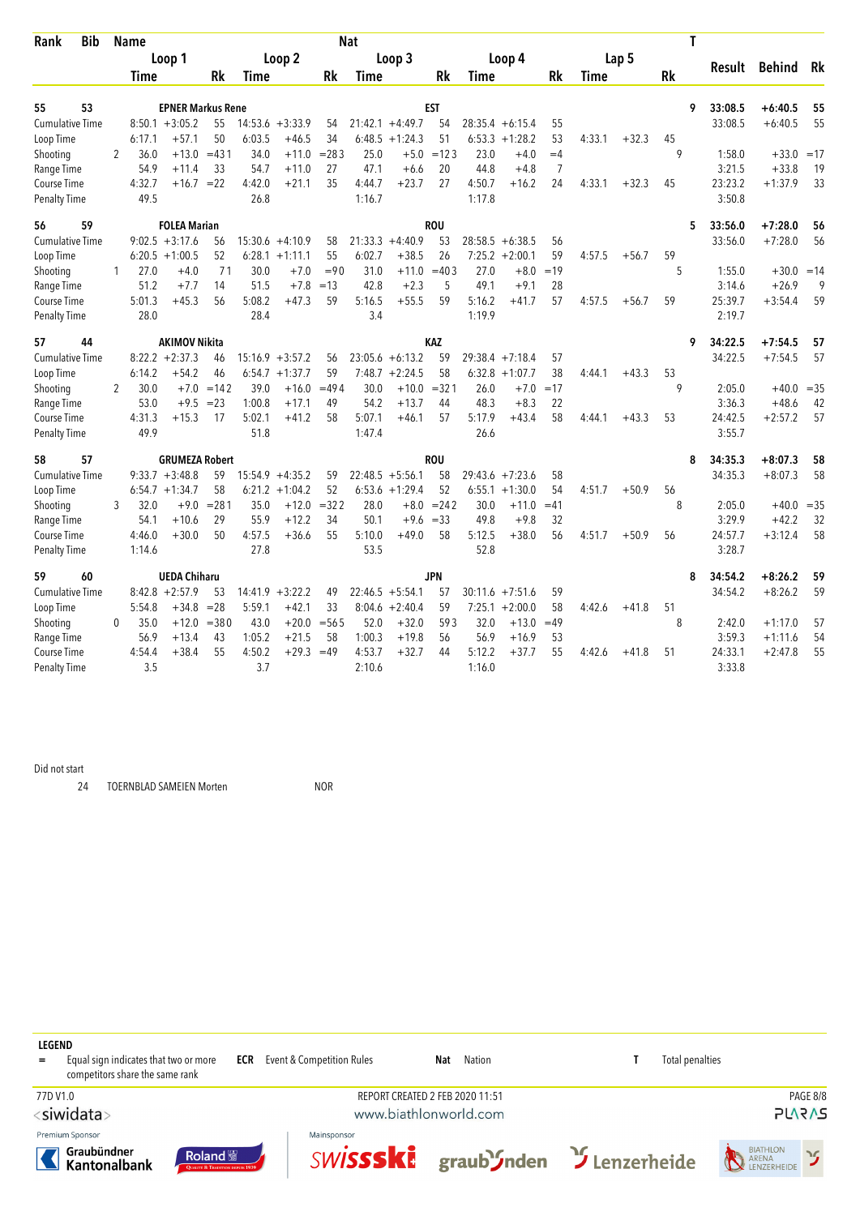| Rank | Bib | Name | | | Nat | | | | | | | | | | | T | Result | Behind | Rk |
|---|---|---|---|---|---|---|---|---|---|---|---|---|---|---|---|---|---|---|---|
| | | Loop 1 | | | Loop 2 | | | Loop 3 | | | Loop 4 | | | Lap 5 | | | | | |
| | | Time | | Rk | Time | | Rk | Time | | Rk | Time | | Rk | Time | | Rk | | | |
| 55 | 53 | EPNER Markus Rene | | | | | | EST | | | | | | | | 9 | 33:08.5 | +6:40.5 | 55 |
| Cumulative Time | | 8:50.1 | +3:05.2 | 55 | 14:53.6 | +3:33.9 | 54 | 21:42.1 | +4:49.7 | 54 | 28:35.4 | +6:15.4 | 55 | | | | 33:08.5 | +6:40.5 | 55 |
| Loop Time | | 6:17.1 | +57.1 | 50 | 6:03.5 | +46.5 | 34 | 6:48.5 | +1:24.3 | 51 | 6:53.3 | +1:28.2 | 53 | 4:33.1 | +32.3 | 45 | | | |
| Shooting | 2 | 36.0 | +13.0 | =43 1 | 34.0 | +11.0 | =28 3 | 25.0 | +5.0 | =12 3 | 23.0 | +4.0 | =4 | | | 9 | 1:58.0 | +33.0 | =17 |
| Range Time | | 54.9 | +11.4 | 33 | 54.7 | +11.0 | 27 | 47.1 | +6.6 | 20 | 44.8 | +4.8 | 7 | | | | 3:21.5 | +33.8 | 19 |
| Course Time | | 4:32.7 | +16.7 | =22 | 4:42.0 | +21.1 | 35 | 4:44.7 | +23.7 | 27 | 4:50.7 | +16.2 | 24 | 4:33.1 | +32.3 | 45 | 23:23.2 | +1:37.9 | 33 |
| Penalty Time | | 49.5 | | | 26.8 | | | 1:16.7 | | | 1:17.8 | | | | | | 3:50.8 | | |
| 56 | 59 | FOLEA Marian | | | | | | ROU | | | | | | | | 5 | 33:56.0 | +7:28.0 | 56 |
| Cumulative Time | | 9:02.5 | +3:17.6 | 56 | 15:30.6 | +4:10.9 | 58 | 21:33.3 | +4:40.9 | 53 | 28:58.5 | +6:38.5 | 56 | | | | 33:56.0 | +7:28.0 | 56 |
| Loop Time | | 6:20.5 | +1:00.5 | 52 | 6:28.1 | +1:11.1 | 55 | 6:02.7 | +38.5 | 26 | 7:25.2 | +2:00.1 | 59 | 4:57.5 | +56.7 | 59 | | | |
| Shooting | 1 | 27.0 | +4.0 | 7 1 | 30.0 | +7.0 | =90 | 31.0 | +11.0 | =40 3 | 27.0 | +8.0 | =19 | | | 5 | 1:55.0 | +30.0 | =14 |
| Range Time | | 51.2 | +7.7 | 14 | 51.5 | +7.8 | =13 | 42.8 | +2.3 | 5 | 49.1 | +9.1 | 28 | | | | 3:14.6 | +26.9 | 9 |
| Course Time | | 5:01.3 | +45.3 | 56 | 5:08.2 | +47.3 | 59 | 5:16.5 | +55.5 | 59 | 5:16.2 | +41.7 | 57 | 4:57.5 | +56.7 | 59 | 25:39.7 | +3:54.4 | 59 |
| Penalty Time | | 28.0 | | | 28.4 | | | 3.4 | | | 1:19.9 | | | | | | 2:19.7 | | |
| 57 | 44 | AKIMOV Nikita | | | | | | KAZ | | | | | | | | 9 | 34:22.5 | +7:54.5 | 57 |
| Cumulative Time | | 8:22.2 | +2:37.3 | 46 | 15:16.9 | +3:57.2 | 56 | 23:05.6 | +6:13.2 | 59 | 29:38.4 | +7:18.4 | 57 | | | | 34:22.5 | +7:54.5 | 57 |
| Loop Time | | 6:14.2 | +54.2 | 46 | 6:54.7 | +1:37.7 | 59 | 7:48.7 | +2:24.5 | 58 | 6:32.8 | +1:07.7 | 38 | 4:44.1 | +43.3 | 53 | | | |
| Shooting | 2 | 30.0 | +7.0 | =14 2 | 39.0 | +16.0 | =49 4 | 30.0 | +10.0 | =32 1 | 26.0 | +7.0 | =17 | | | 9 | 2:05.0 | +40.0 | =35 |
| Range Time | | 53.0 | +9.5 | =23 | 1:00.8 | +17.1 | 49 | 54.2 | +13.7 | 44 | 48.3 | +8.3 | 22 | | | | 3:36.3 | +48.6 | 42 |
| Course Time | | 4:31.3 | +15.3 | 17 | 5:02.1 | +41.2 | 58 | 5:07.1 | +46.1 | 57 | 5:17.9 | +43.4 | 58 | 4:44.1 | +43.3 | 53 | 24:42.5 | +2:57.2 | 57 |
| Penalty Time | | 49.9 | | | 51.8 | | | 1:47.4 | | | 26.6 | | | | | | 3:55.7 | | |
| 58 | 57 | GRUMEZA Robert | | | | | | ROU | | | | | | | | 8 | 34:35.3 | +8:07.3 | 58 |
| Cumulative Time | | 9:33.7 | +3:48.8 | 59 | 15:54.9 | +4:35.2 | 59 | 22:48.5 | +5:56.1 | 58 | 29:43.6 | +7:23.6 | 58 | | | | 34:35.3 | +8:07.3 | 58 |
| Loop Time | | 6:54.7 | +1:34.7 | 58 | 6:21.2 | +1:04.2 | 52 | 6:53.6 | +1:29.4 | 52 | 6:55.1 | +1:30.0 | 54 | 4:51.7 | +50.9 | 56 | | | |
| Shooting | 3 | 32.0 | +9.0 | =28 1 | 35.0 | +12.0 | =32 2 | 28.0 | +8.0 | =24 2 | 30.0 | +11.0 | =41 | | | 8 | 2:05.0 | +40.0 | =35 |
| Range Time | | 54.1 | +10.6 | 29 | 55.9 | +12.2 | 34 | 50.1 | +9.6 | =33 | 49.8 | +9.8 | 32 | | | | 3:29.9 | +42.2 | 32 |
| Course Time | | 4:46.0 | +30.0 | 50 | 4:57.5 | +36.6 | 55 | 5:10.0 | +49.0 | 58 | 5:12.5 | +38.0 | 56 | 4:51.7 | +50.9 | 56 | 24:57.7 | +3:12.4 | 58 |
| Penalty Time | | 1:14.6 | | | 27.8 | | | 53.5 | | | 52.8 | | | | | | 3:28.7 | | |
| 59 | 60 | UEDA Chiharu | | | | | | JPN | | | | | | | | 8 | 34:54.2 | +8:26.2 | 59 |
| Cumulative Time | | 8:42.8 | +2:57.9 | 53 | 14:41.9 | +3:22.2 | 49 | 22:46.5 | +5:54.1 | 57 | 30:11.6 | +7:51.6 | 59 | | | | 34:54.2 | +8:26.2 | 59 |
| Loop Time | | 5:54.8 | +34.8 | =28 | 5:59.1 | +42.1 | 33 | 8:04.6 | +2:40.4 | 59 | 7:25.1 | +2:00.0 | 58 | 4:42.6 | +41.8 | 51 | | | |
| Shooting | 0 | 35.0 | +12.0 | =38 0 | 43.0 | +20.0 | =56 5 | 52.0 | +32.0 | 59 3 | 32.0 | +13.0 | =49 | | | 8 | 2:42.0 | +1:17.0 | 57 |
| Range Time | | 56.9 | +13.4 | 43 | 1:05.2 | +21.5 | 58 | 1:00.3 | +19.8 | 56 | 56.9 | +16.9 | 53 | | | | 3:59.3 | +1:11.6 | 54 |
| Course Time | | 4:54.4 | +38.4 | 55 | 4:50.2 | +29.3 | =49 | 4:53.7 | +32.7 | 44 | 5:12.2 | +37.7 | 55 | 4:42.6 | +41.8 | 51 | 24:33.1 | +2:47.8 | 55 |
| Penalty Time | | 3.5 | | | 3.7 | | | 2:10.6 | | | 1:16.0 | | | | | | 3:33.8 | | |

Did not start

| | | |
|---|---|---|
| 24 | TOERNBLAD SAMEIEN Morten | NOR |

**LEGEND**

| | | | | | | | |
|---|---|---|---|---|---|---|---|
| = | Equal sign indicates that two or more competitors share the same rank | ECR | Event & Competition Rules | Nat | Nation | T | Total penalties |

77D V1.0 REPORT CREATED 2 FEB 2020 11:51 PAGE 8/8

www.biathlonworld.com

Premium Sponsor: Graubündner Kantonalbank, Roland

Mainsponsor: swissski, graubünden, Lenzerheide, Biathlon Arena Lenzerheide